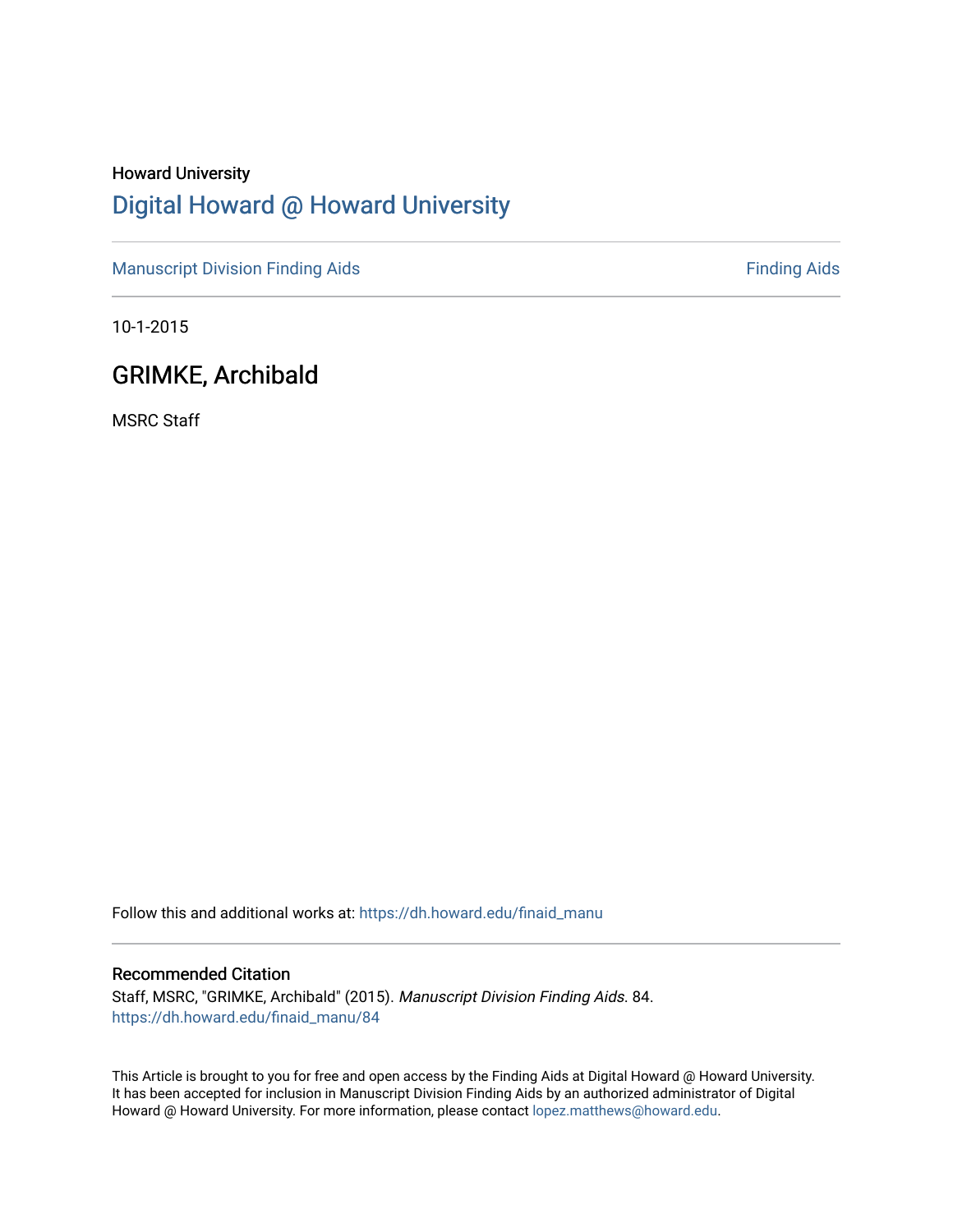Howard University

# Digital Howard @ Howard University

Manuscript Division Finding Aids | Finding Aids

10-1-2015

## GRIMKE, Archibald

MSRC Staff

Follow this and additional works at: https://dh.howard.edu/finaid_manu

### Recommended Citation

Staff, MSRC, "GRIMKE, Archibald" (2015). *Manuscript Division Finding Aids*. 84.
https://dh.howard.edu/finaid_manu/84

This Article is brought to you for free and open access by the Finding Aids at Digital Howard @ Howard University. It has been accepted for inclusion in Manuscript Division Finding Aids by an authorized administrator of Digital Howard @ Howard University. For more information, please contact lopez.matthews@howard.edu.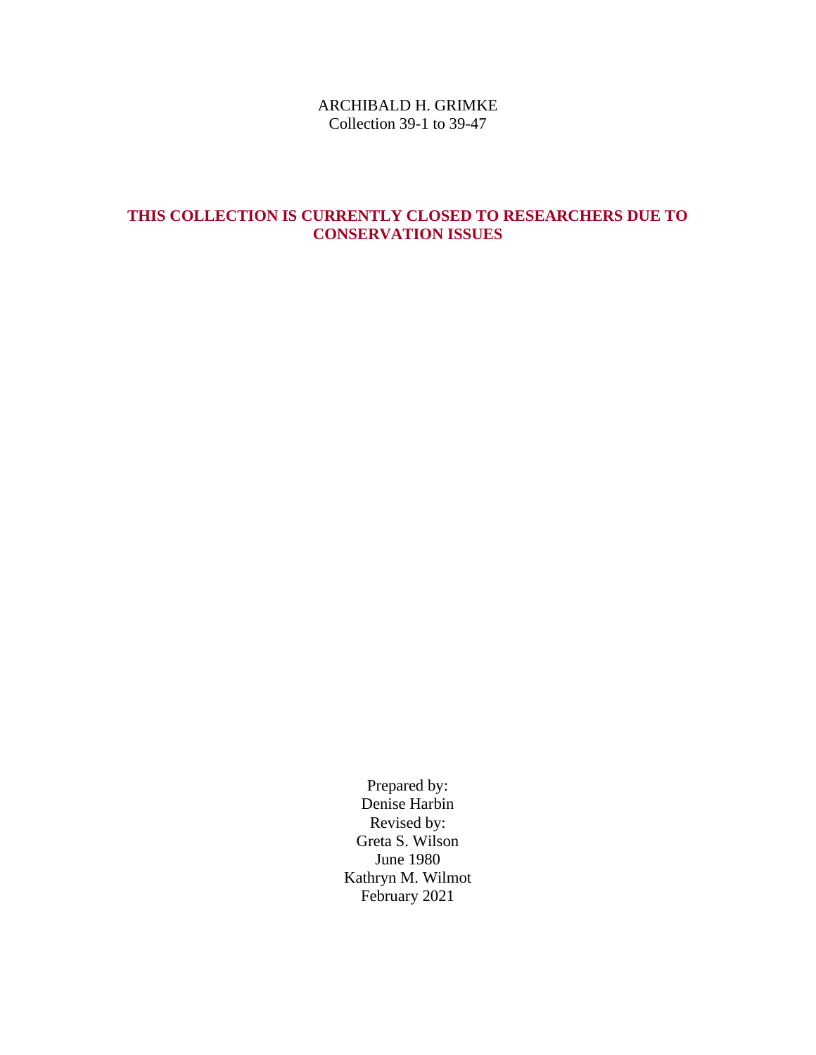ARCHIBALD H. GRIMKE
Collection 39-1 to 39-47

**THIS COLLECTION IS CURRENTLY CLOSED TO RESEARCHERS DUE TO CONSERVATION ISSUES**

Prepared by:
Denise Harbin
Revised by:
Greta S. Wilson
June 1980
Kathryn M. Wilmot
February 2021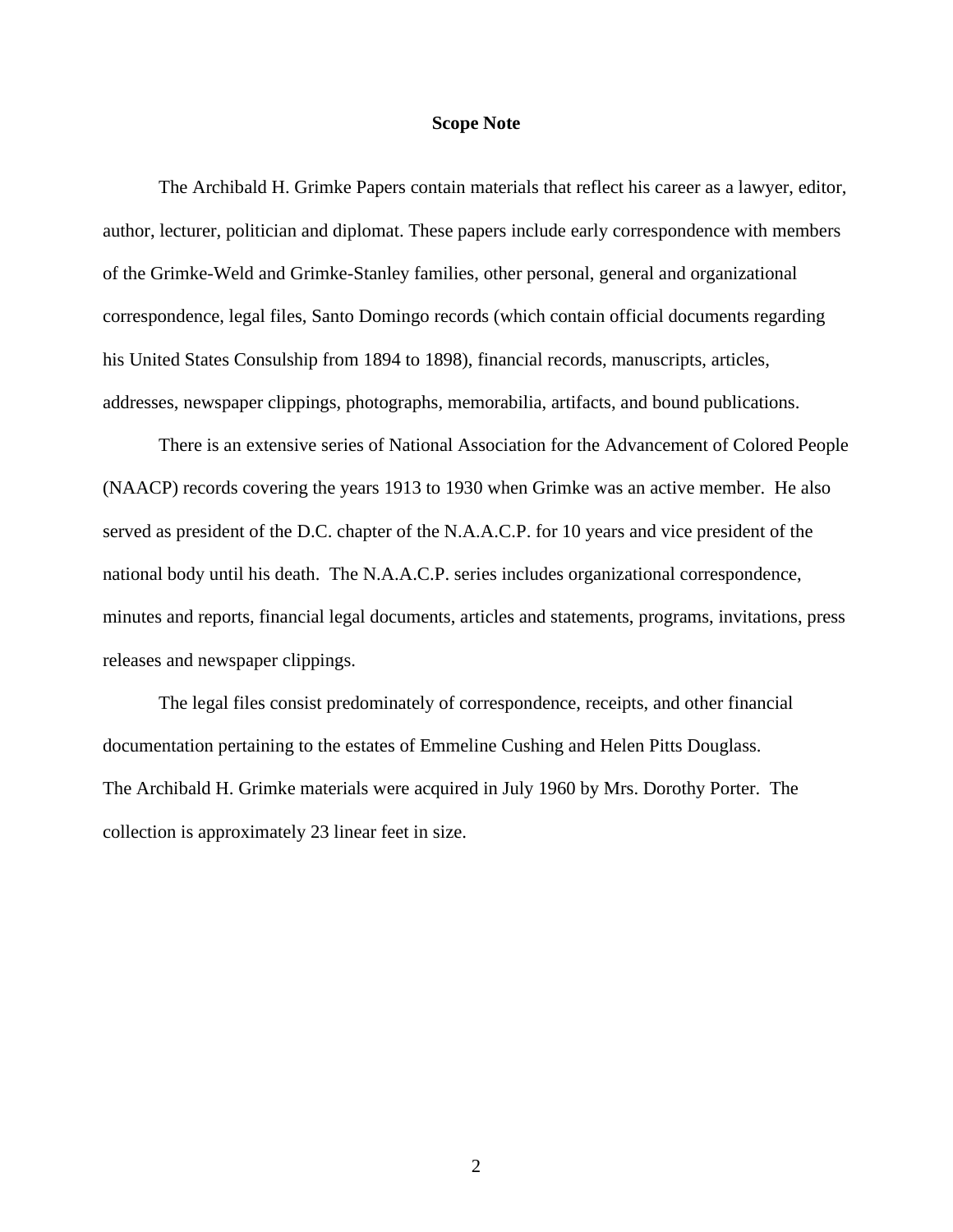## Scope Note

The Archibald H. Grimke Papers contain materials that reflect his career as a lawyer, editor, author, lecturer, politician and diplomat. These papers include early correspondence with members of the Grimke-Weld and Grimke-Stanley families, other personal, general and organizational correspondence, legal files, Santo Domingo records (which contain official documents regarding his United States Consulship from 1894 to 1898), financial records, manuscripts, articles, addresses, newspaper clippings, photographs, memorabilia, artifacts, and bound publications.

There is an extensive series of National Association for the Advancement of Colored People (NAACP) records covering the years 1913 to 1930 when Grimke was an active member. He also served as president of the D.C. chapter of the N.A.A.C.P. for 10 years and vice president of the national body until his death. The N.A.A.C.P. series includes organizational correspondence, minutes and reports, financial legal documents, articles and statements, programs, invitations, press releases and newspaper clippings.

The legal files consist predominately of correspondence, receipts, and other financial documentation pertaining to the estates of Emmeline Cushing and Helen Pitts Douglass.
The Archibald H. Grimke materials were acquired in July 1960 by Mrs. Dorothy Porter. The collection is approximately 23 linear feet in size.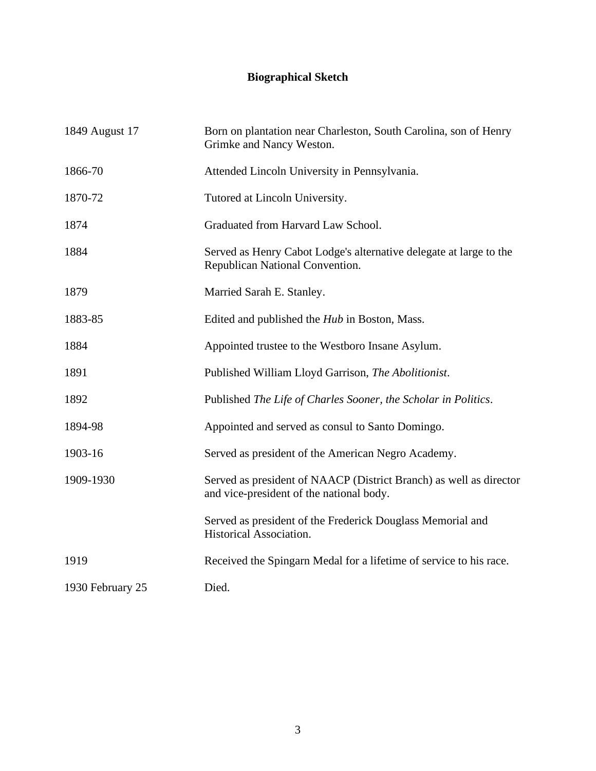# Biographical Sketch

| | |
|---|---|
| 1849 August 17 | Born on plantation near Charleston, South Carolina, son of Henry Grimke and Nancy Weston. |
| 1866-70 | Attended Lincoln University in Pennsylvania. |
| 1870-72 | Tutored at Lincoln University. |
| 1874 | Graduated from Harvard Law School. |
| 1884 | Served as Henry Cabot Lodge's alternative delegate at large to the Republican National Convention. |
| 1879 | Married Sarah E. Stanley. |
| 1883-85 | Edited and published the *Hub* in Boston, Mass. |
| 1884 | Appointed trustee to the Westboro Insane Asylum. |
| 1891 | Published William Lloyd Garrison, *The Abolitionist*. |
| 1892 | Published *The Life of Charles Sooner, the Scholar in Politics*. |
| 1894-98 | Appointed and served as consul to Santo Domingo. |
| 1903-16 | Served as president of the American Negro Academy. |
| 1909-1930 | Served as president of NAACP (District Branch) as well as director and vice-president of the national body. |
| | Served as president of the Frederick Douglass Memorial and Historical Association. |
| 1919 | Received the Spingarn Medal for a lifetime of service to his race. |
| 1930 February 25 | Died. |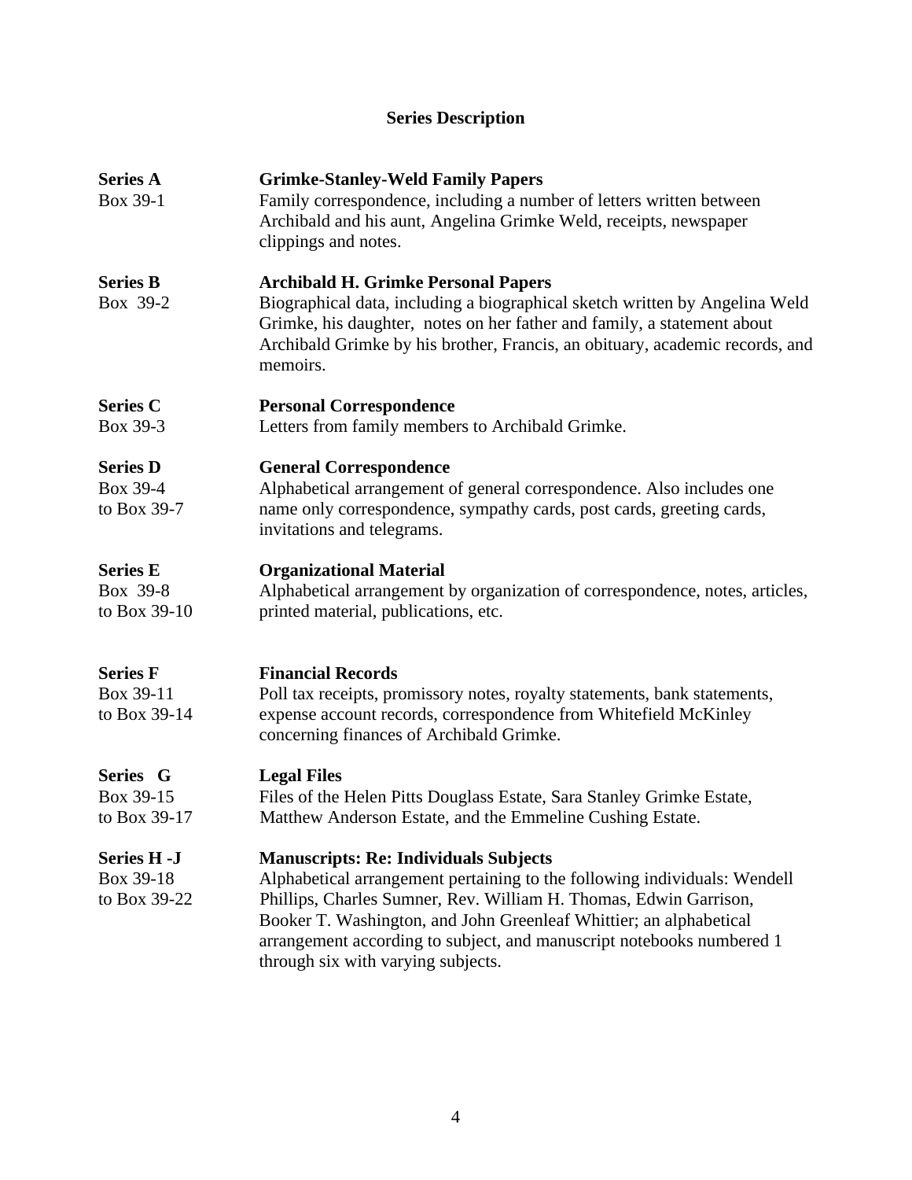## Series Description

**Series A**
Box 39-1

**Grimke-Stanley-Weld Family Papers**
Family correspondence, including a number of letters written between Archibald and his aunt, Angelina Grimke Weld, receipts, newspaper clippings and notes.

**Series B**
Box 39-2

**Archibald H. Grimke Personal Papers**
Biographical data, including a biographical sketch written by Angelina Weld Grimke, his daughter, notes on her father and family, a statement about Archibald Grimke by his brother, Francis, an obituary, academic records, and memoirs.

**Series C**
Box 39-3

**Personal Correspondence**
Letters from family members to Archibald Grimke.

**Series D**
Box 39-4 to Box 39-7

**General Correspondence**
Alphabetical arrangement of general correspondence. Also includes one name only correspondence, sympathy cards, post cards, greeting cards, invitations and telegrams.

**Series E**
Box 39-8 to Box 39-10

**Organizational Material**
Alphabetical arrangement by organization of correspondence, notes, articles, printed material, publications, etc.

**Series F**
Box 39-11 to Box 39-14

**Financial Records**
Poll tax receipts, promissory notes, royalty statements, bank statements, expense account records, correspondence from Whitefield McKinley concerning finances of Archibald Grimke.

**Series G**
Box 39-15 to Box 39-17

**Legal Files**
Files of the Helen Pitts Douglass Estate, Sara Stanley Grimke Estate, Matthew Anderson Estate, and the Emmeline Cushing Estate.

**Series H -J**
Box 39-18 to Box 39-22

**Manuscripts: Re: Individuals Subjects**
Alphabetical arrangement pertaining to the following individuals: Wendell Phillips, Charles Sumner, Rev. William H. Thomas, Edwin Garrison, Booker T. Washington, and John Greenleaf Whittier; an alphabetical arrangement according to subject, and manuscript notebooks numbered 1 through six with varying subjects.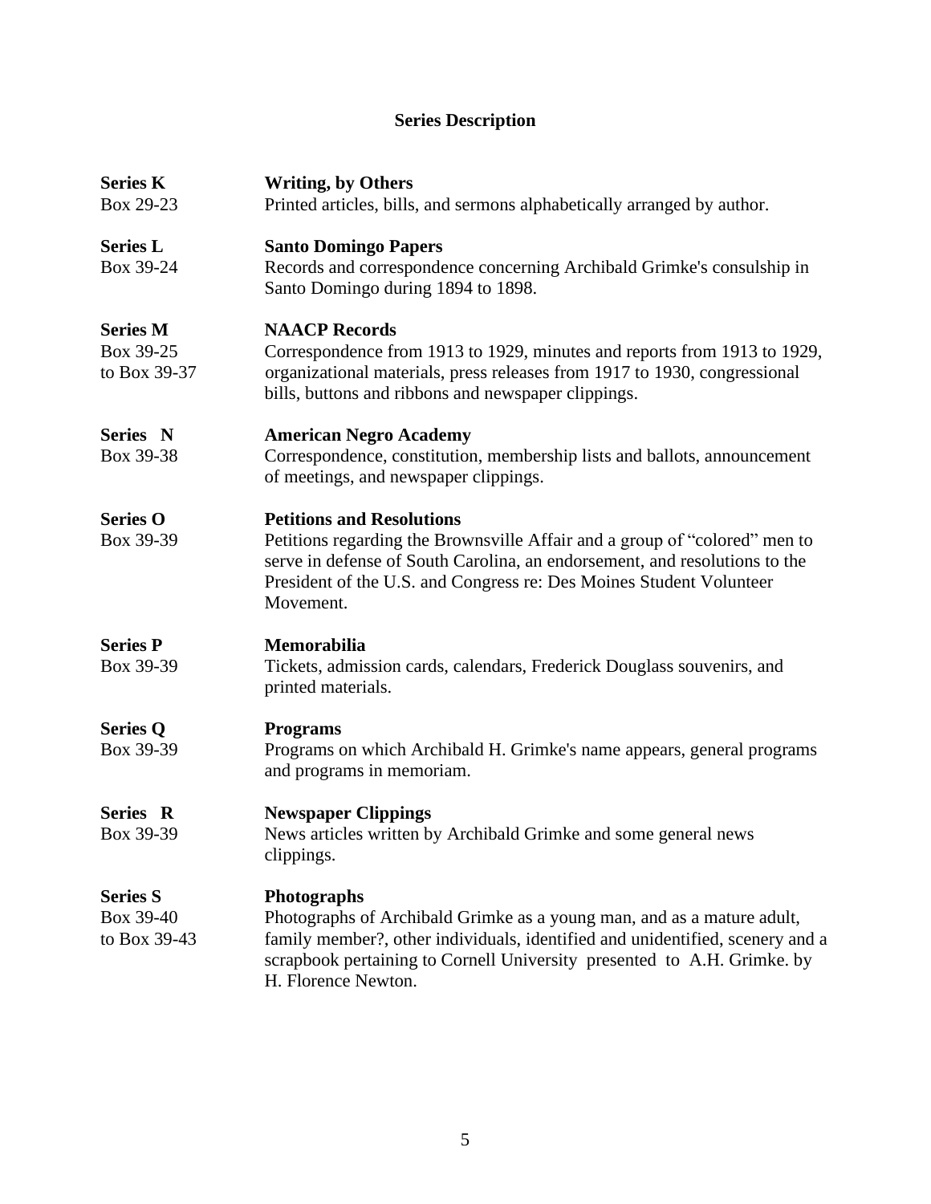## Series Description

**Series K**
Box 29-23

**Writing, by Others**
Printed articles, bills, and sermons alphabetically arranged by author.

**Series L**
Box 39-24

**Santo Domingo Papers**
Records and correspondence concerning Archibald Grimke's consulship in Santo Domingo during 1894 to 1898.

**Series M**
Box 39-25
to Box 39-37

**NAACP Records**
Correspondence from 1913 to 1929, minutes and reports from 1913 to 1929, organizational materials, press releases from 1917 to 1930, congressional bills, buttons and ribbons and newspaper clippings.

**Series N**
Box 39-38

**American Negro Academy**
Correspondence, constitution, membership lists and ballots, announcement of meetings, and newspaper clippings.

**Series O**
Box 39-39

**Petitions and Resolutions**
Petitions regarding the Brownsville Affair and a group of "colored" men to serve in defense of South Carolina, an endorsement, and resolutions to the President of the U.S. and Congress re: Des Moines Student Volunteer Movement.

**Series P**
Box 39-39

**Memorabilia**
Tickets, admission cards, calendars, Frederick Douglass souvenirs, and printed materials.

**Series Q**
Box 39-39

**Programs**
Programs on which Archibald H. Grimke's name appears, general programs and programs in memoriam.

**Series R**
Box 39-39

**Newspaper Clippings**
News articles written by Archibald Grimke and some general news clippings.

**Series S**
Box 39-40
to Box 39-43

**Photographs**
Photographs of Archibald Grimke as a young man, and as a mature adult, family member?, other individuals, identified and unidentified, scenery and a scrapbook pertaining to Cornell University presented to A.H. Grimke. by H. Florence Newton.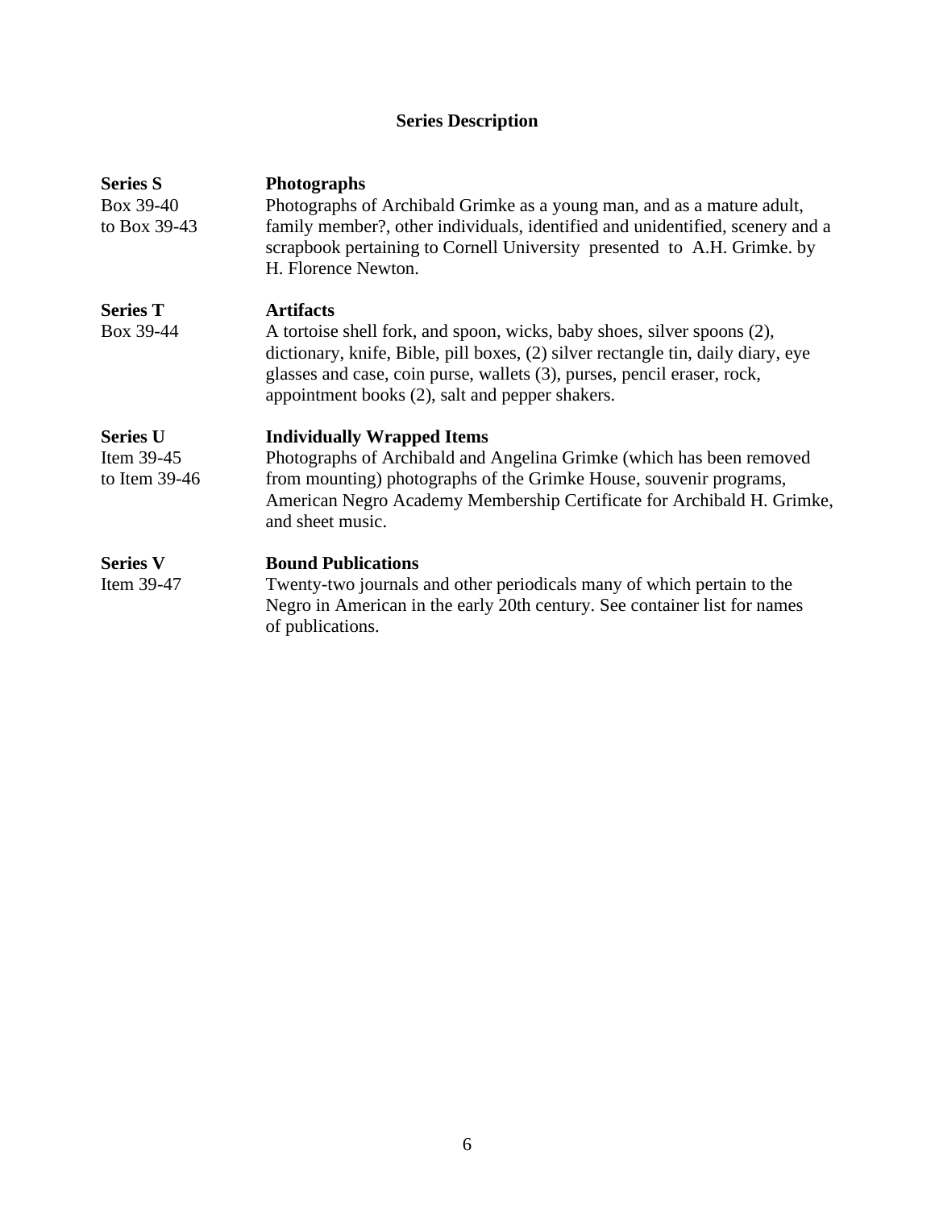## Series Description

| | |
|---|---|
| **Series S**<br>Box 39-40<br>to Box 39-43 | **Photographs**<br>Photographs of Archibald Grimke as a young man, and as a mature adult, family member?, other individuals, identified and unidentified, scenery and a scrapbook pertaining to Cornell University presented to A.H. Grimke. by H. Florence Newton. |
| **Series T**<br>Box 39-44 | **Artifacts**<br>A tortoise shell fork, and spoon, wicks, baby shoes, silver spoons (2), dictionary, knife, Bible, pill boxes, (2) silver rectangle tin, daily diary, eye glasses and case, coin purse, wallets (3), purses, pencil eraser, rock, appointment books (2), salt and pepper shakers. |
| **Series U**<br>Item 39-45<br>to Item 39-46 | **Individually Wrapped Items**<br>Photographs of Archibald and Angelina Grimke (which has been removed from mounting) photographs of the Grimke House, souvenir programs, American Negro Academy Membership Certificate for Archibald H. Grimke, and sheet music. |
| **Series V**<br>Item 39-47 | **Bound Publications**<br>Twenty-two journals and other periodicals many of which pertain to the Negro in American in the early 20th century. See container list for names of publications. |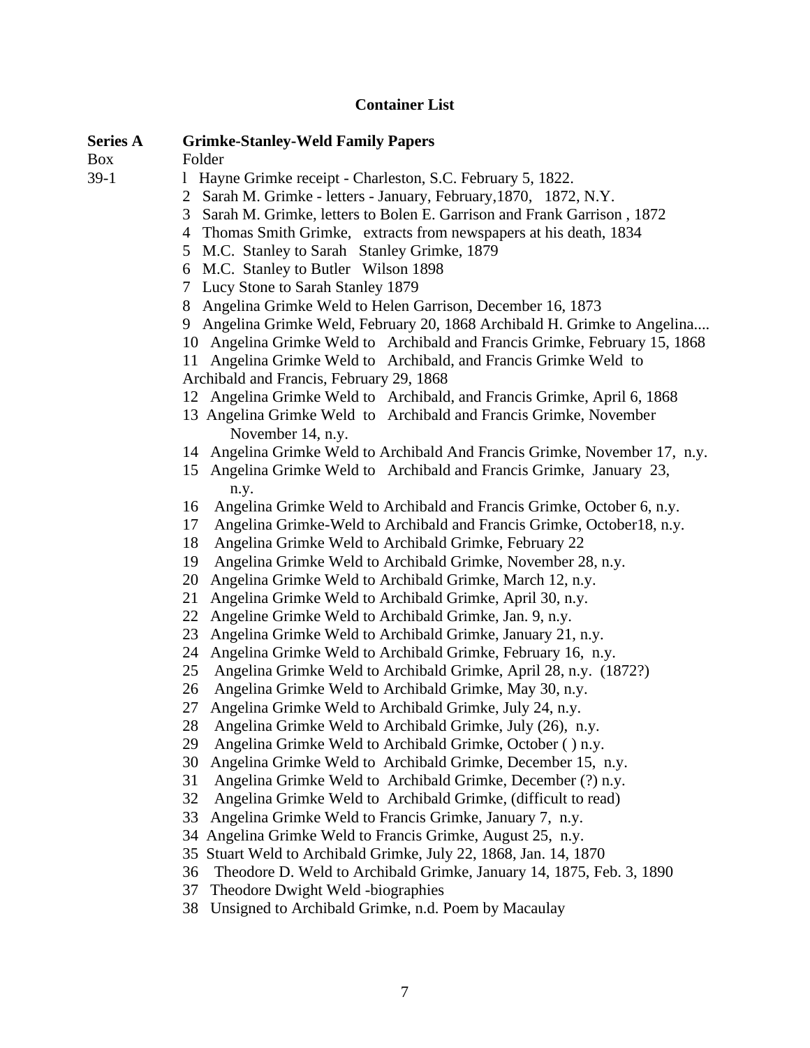## Container List

**Series A** **Grimke-Stanley-Weld Family Papers**

Box Folder

39-1

1 Hayne Grimke receipt - Charleston, S.C. February 5, 1822.
2 Sarah M. Grimke - letters - January, February,1870, 1872, N.Y.
3 Sarah M. Grimke, letters to Bolen E. Garrison and Frank Garrison , 1872
4 Thomas Smith Grimke, extracts from newspapers at his death, 1834
5 M.C. Stanley to Sarah Stanley Grimke, 1879
6 M.C. Stanley to Butler Wilson 1898
7 Lucy Stone to Sarah Stanley 1879
8 Angelina Grimke Weld to Helen Garrison, December 16, 1873
9 Angelina Grimke Weld, February 20, 1868 Archibald H. Grimke to Angelina....
10 Angelina Grimke Weld to Archibald and Francis Grimke, February 15, 1868
11 Angelina Grimke Weld to Archibald, and Francis Grimke Weld to Archibald and Francis, February 29, 1868
12 Angelina Grimke Weld to Archibald, and Francis Grimke, April 6, 1868
13 Angelina Grimke Weld to Archibald and Francis Grimke, November November 14, n.y.
14 Angelina Grimke Weld to Archibald And Francis Grimke, November 17, n.y.
15 Angelina Grimke Weld to Archibald and Francis Grimke, January 23, n.y.
16 Angelina Grimke Weld to Archibald and Francis Grimke, October 6, n.y.
17 Angelina Grimke-Weld to Archibald and Francis Grimke, October18, n.y.
18 Angelina Grimke Weld to Archibald Grimke, February 22
19 Angelina Grimke Weld to Archibald Grimke, November 28, n.y.
20 Angelina Grimke Weld to Archibald Grimke, March 12, n.y.
21 Angelina Grimke Weld to Archibald Grimke, April 30, n.y.
22 Angeline Grimke Weld to Archibald Grimke, Jan. 9, n.y.
23 Angelina Grimke Weld to Archibald Grimke, January 21, n.y.
24 Angelina Grimke Weld to Archibald Grimke, February 16, n.y.
25 Angelina Grimke Weld to Archibald Grimke, April 28, n.y. (1872?)
26 Angelina Grimke Weld to Archibald Grimke, May 30, n.y.
27 Angelina Grimke Weld to Archibald Grimke, July 24, n.y.
28 Angelina Grimke Weld to Archibald Grimke, July (26), n.y.
29 Angelina Grimke Weld to Archibald Grimke, October ( ) n.y.
30 Angelina Grimke Weld to Archibald Grimke, December 15, n.y.
31 Angelina Grimke Weld to Archibald Grimke, December (?) n.y.
32 Angelina Grimke Weld to Archibald Grimke, (difficult to read)
33 Angelina Grimke Weld to Francis Grimke, January 7, n.y.
34 Angelina Grimke Weld to Francis Grimke, August 25, n.y.
35 Stuart Weld to Archibald Grimke, July 22, 1868, Jan. 14, 1870
36 Theodore D. Weld to Archibald Grimke, January 14, 1875, Feb. 3, 1890
37 Theodore Dwight Weld -biographies
38 Unsigned to Archibald Grimke, n.d. Poem by Macaulay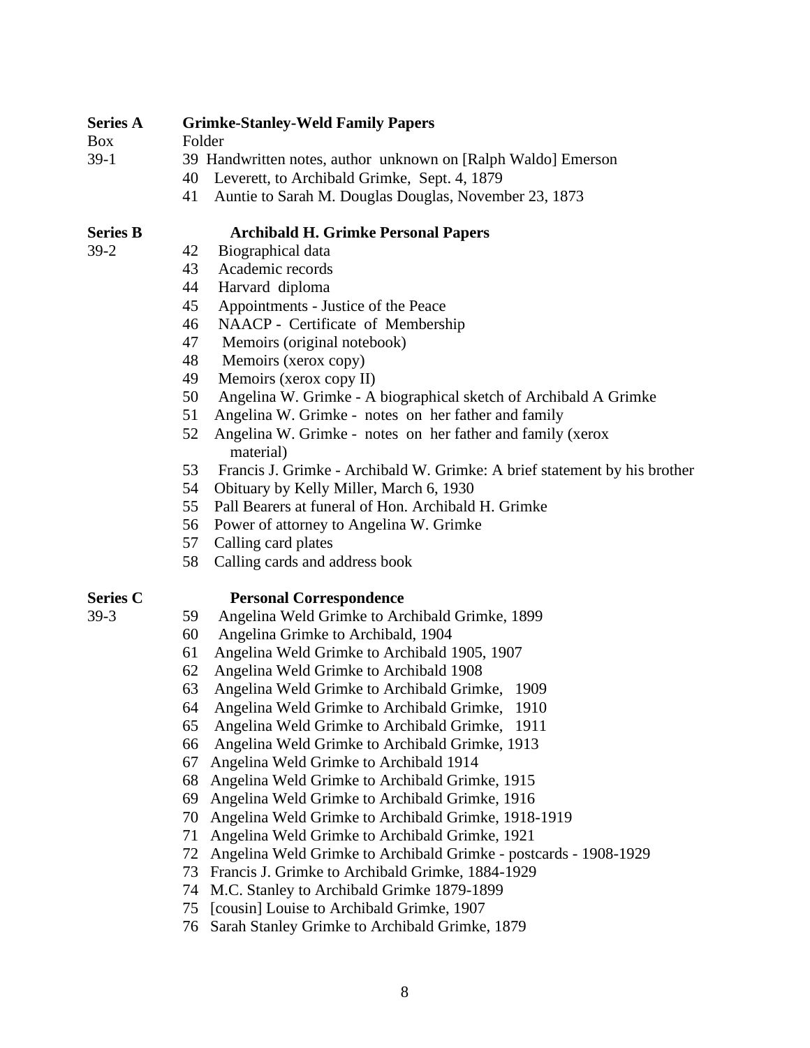**Series A** **Grimke-Stanley-Weld Family Papers**

| Box | Folder |
|---|---|
| 39-1 | 39 Handwritten notes, author unknown on [Ralph Waldo] Emerson |
| | 40 Leverett, to Archibald Grimke, Sept. 4, 1879 |
| | 41 Auntie to Sarah M. Douglas Douglas, November 23, 1873 |

**Series B** **Archibald H. Grimke Personal Papers**

| Box | Folder |
|---|---|
| 39-2 | 42 Biographical data |
| | 43 Academic records |
| | 44 Harvard diploma |
| | 45 Appointments - Justice of the Peace |
| | 46 NAACP - Certificate of Membership |
| | 47 Memoirs (original notebook) |
| | 48 Memoirs (xerox copy) |
| | 49 Memoirs (xerox copy II) |
| | 50 Angelina W. Grimke - A biographical sketch of Archibald A Grimke |
| | 51 Angelina W. Grimke - notes on her father and family |
| | 52 Angelina W. Grimke - notes on her father and family (xerox material) |
| | 53 Francis J. Grimke - Archibald W. Grimke: A brief statement by his brother |
| | 54 Obituary by Kelly Miller, March 6, 1930 |
| | 55 Pall Bearers at funeral of Hon. Archibald H. Grimke |
| | 56 Power of attorney to Angelina W. Grimke |
| | 57 Calling card plates |
| | 58 Calling cards and address book |

**Series C** **Personal Correspondence**

| Box | Folder |
|---|---|
| 39-3 | 59 Angelina Weld Grimke to Archibald Grimke, 1899 |
| | 60 Angelina Grimke to Archibald, 1904 |
| | 61 Angelina Weld Grimke to Archibald 1905, 1907 |
| | 62 Angelina Weld Grimke to Archibald 1908 |
| | 63 Angelina Weld Grimke to Archibald Grimke, 1909 |
| | 64 Angelina Weld Grimke to Archibald Grimke, 1910 |
| | 65 Angelina Weld Grimke to Archibald Grimke, 1911 |
| | 66 Angelina Weld Grimke to Archibald Grimke, 1913 |
| | 67 Angelina Weld Grimke to Archibald 1914 |
| | 68 Angelina Weld Grimke to Archibald Grimke, 1915 |
| | 69 Angelina Weld Grimke to Archibald Grimke, 1916 |
| | 70 Angelina Weld Grimke to Archibald Grimke, 1918-1919 |
| | 71 Angelina Weld Grimke to Archibald Grimke, 1921 |
| | 72 Angelina Weld Grimke to Archibald Grimke - postcards - 1908-1929 |
| | 73 Francis J. Grimke to Archibald Grimke, 1884-1929 |
| | 74 M.C. Stanley to Archibald Grimke 1879-1899 |
| | 75 [cousin] Louise to Archibald Grimke, 1907 |
| | 76 Sarah Stanley Grimke to Archibald Grimke, 1879 |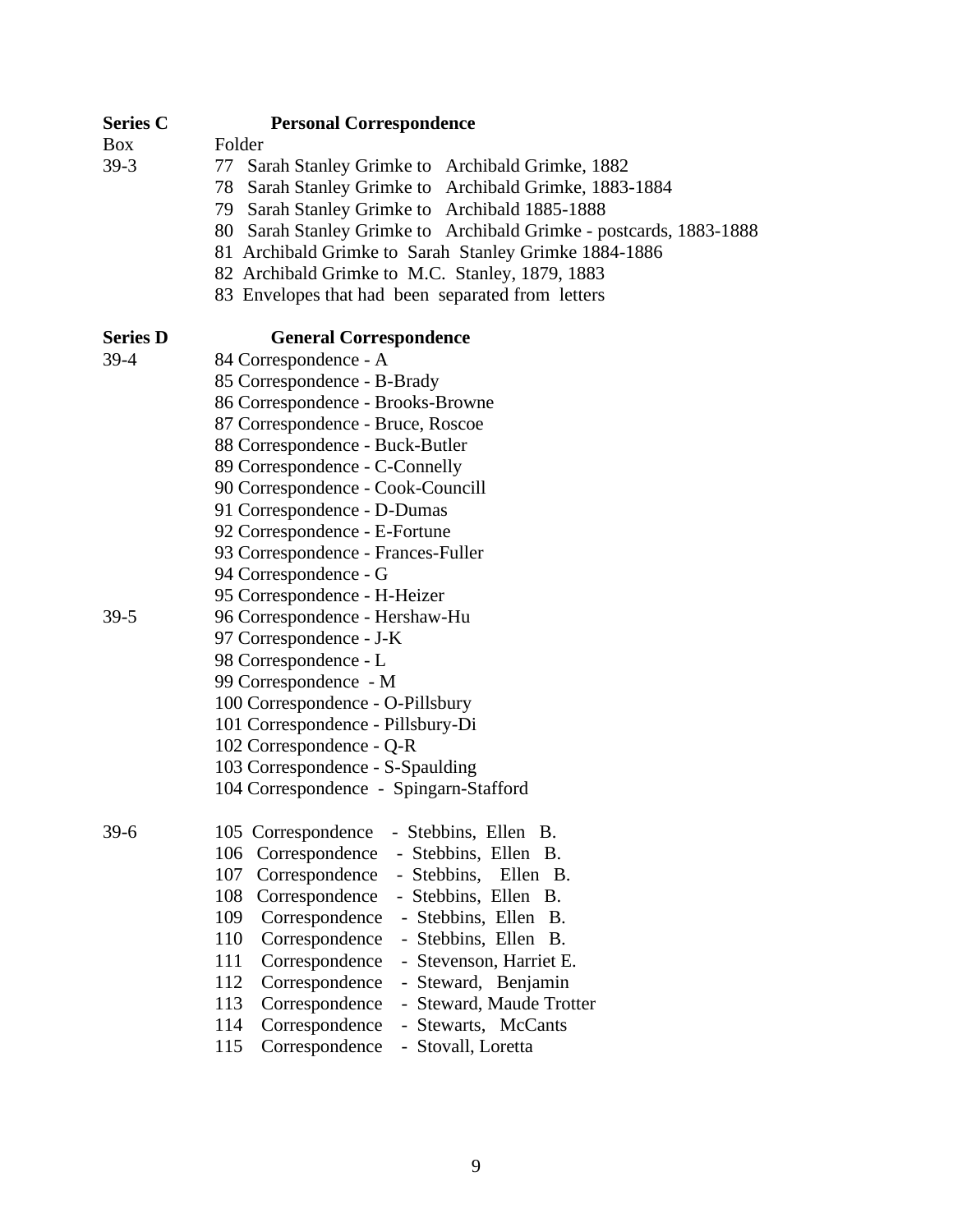**Series C** **Personal Correspondence**

| Box | Folder |
|---|---|
| 39-3 | 77 Sarah Stanley Grimke to Archibald Grimke, 1882 |
| | 78 Sarah Stanley Grimke to Archibald Grimke, 1883-1884 |
| | 79 Sarah Stanley Grimke to Archibald 1885-1888 |
| | 80 Sarah Stanley Grimke to Archibald Grimke - postcards, 1883-1888 |
| | 81 Archibald Grimke to Sarah Stanley Grimke 1884-1886 |
| | 82 Archibald Grimke to M.C. Stanley, 1879, 1883 |
| | 83 Envelopes that had been separated from letters |

**Series D** **General Correspondence**

| Box | Folder |
|---|---|
| 39-4 | 84 Correspondence - A |
| | 85 Correspondence - B-Brady |
| | 86 Correspondence - Brooks-Browne |
| | 87 Correspondence - Bruce, Roscoe |
| | 88 Correspondence - Buck-Butler |
| | 89 Correspondence - C-Connelly |
| | 90 Correspondence - Cook-Councill |
| | 91 Correspondence - D-Dumas |
| | 92 Correspondence - E-Fortune |
| | 93 Correspondence - Frances-Fuller |
| | 94 Correspondence - G |
| | 95 Correspondence - H-Heizer |
| 39-5 | 96 Correspondence - Hershaw-Hu |
| | 97 Correspondence - J-K |
| | 98 Correspondence - L |
| | 99 Correspondence - M |
| | 100 Correspondence - O-Pillsbury |
| | 101 Correspondence - Pillsbury-Di |
| | 102 Correspondence - Q-R |
| | 103 Correspondence - S-Spaulding |
| | 104 Correspondence - Spingarn-Stafford |
| 39-6 | 105 Correspondence - Stebbins, Ellen B. |
| | 106 Correspondence - Stebbins, Ellen B. |
| | 107 Correspondence - Stebbins, Ellen B. |
| | 108 Correspondence - Stebbins, Ellen B. |
| | 109 Correspondence - Stebbins, Ellen B. |
| | 110 Correspondence - Stebbins, Ellen B. |
| | 111 Correspondence - Stevenson, Harriet E. |
| | 112 Correspondence - Steward, Benjamin |
| | 113 Correspondence - Steward, Maude Trotter |
| | 114 Correspondence - Stewarts, McCants |
| | 115 Correspondence - Stovall, Loretta |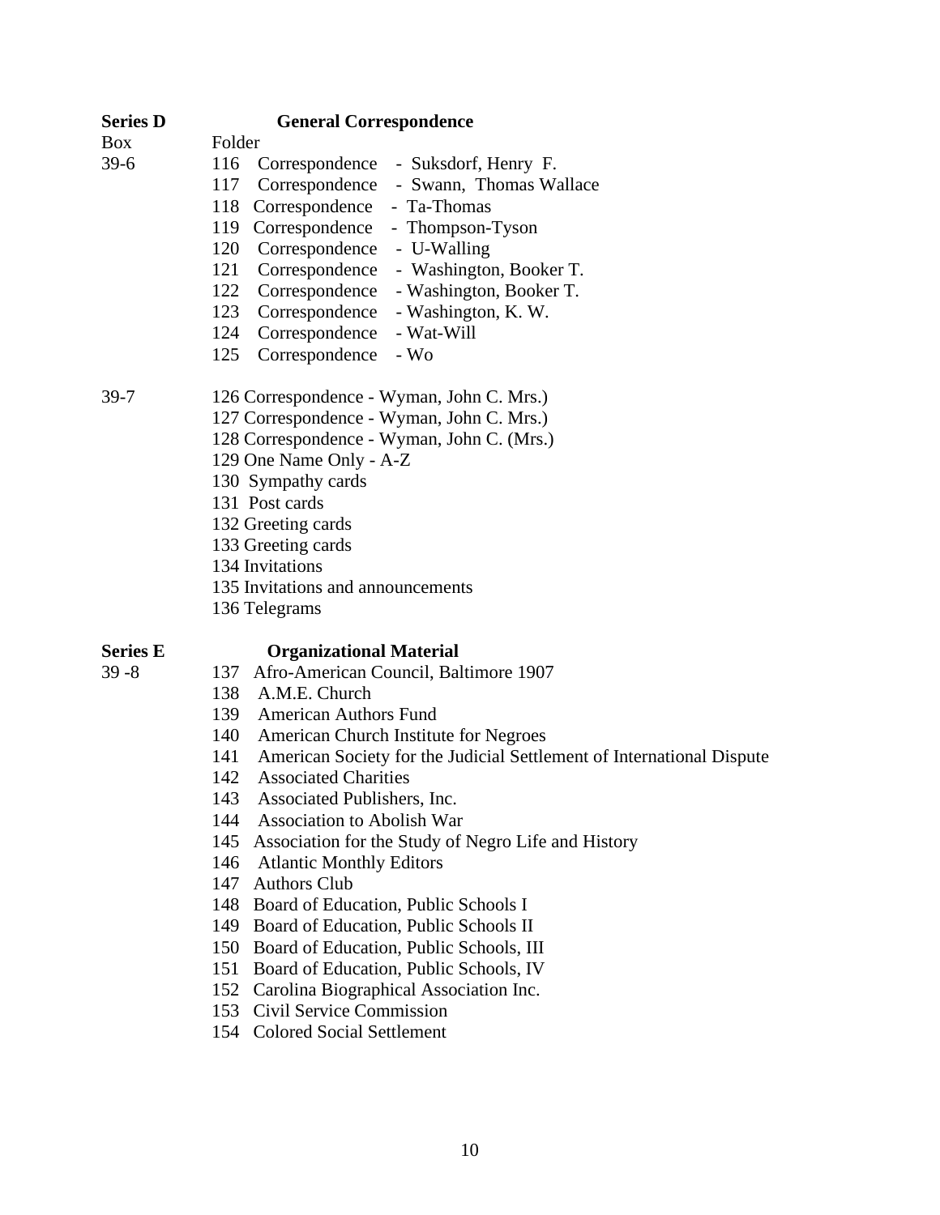**Series D** **General Correspondence**

| Box | Folder |
|---|---|
| 39-6 | 116 Correspondence - Suksdorf, Henry F. |
| | 117 Correspondence - Swann, Thomas Wallace |
| | 118 Correspondence - Ta-Thomas |
| | 119 Correspondence - Thompson-Tyson |
| | 120 Correspondence - U-Walling |
| | 121 Correspondence - Washington, Booker T. |
| | 122 Correspondence - Washington, Booker T. |
| | 123 Correspondence - Washington, K. W. |
| | 124 Correspondence - Wat-Will |
| | 125 Correspondence - Wo |
| 39-7 | 126 Correspondence - Wyman, John C. Mrs.) |
| | 127 Correspondence - Wyman, John C. Mrs.) |
| | 128 Correspondence - Wyman, John C. (Mrs.) |
| | 129 One Name Only - A-Z |
| | 130 Sympathy cards |
| | 131 Post cards |
| | 132 Greeting cards |
| | 133 Greeting cards |
| | 134 Invitations |
| | 135 Invitations and announcements |
| | 136 Telegrams |

**Series E** **Organizational Material**

| Box | Folder |
|---|---|
| 39 -8 | 137 Afro-American Council, Baltimore 1907 |
| | 138 A.M.E. Church |
| | 139 American Authors Fund |
| | 140 American Church Institute for Negroes |
| | 141 American Society for the Judicial Settlement of International Dispute |
| | 142 Associated Charities |
| | 143 Associated Publishers, Inc. |
| | 144 Association to Abolish War |
| | 145 Association for the Study of Negro Life and History |
| | 146 Atlantic Monthly Editors |
| | 147 Authors Club |
| | 148 Board of Education, Public Schools I |
| | 149 Board of Education, Public Schools II |
| | 150 Board of Education, Public Schools, III |
| | 151 Board of Education, Public Schools, IV |
| | 152 Carolina Biographical Association Inc. |
| | 153 Civil Service Commission |
| | 154 Colored Social Settlement |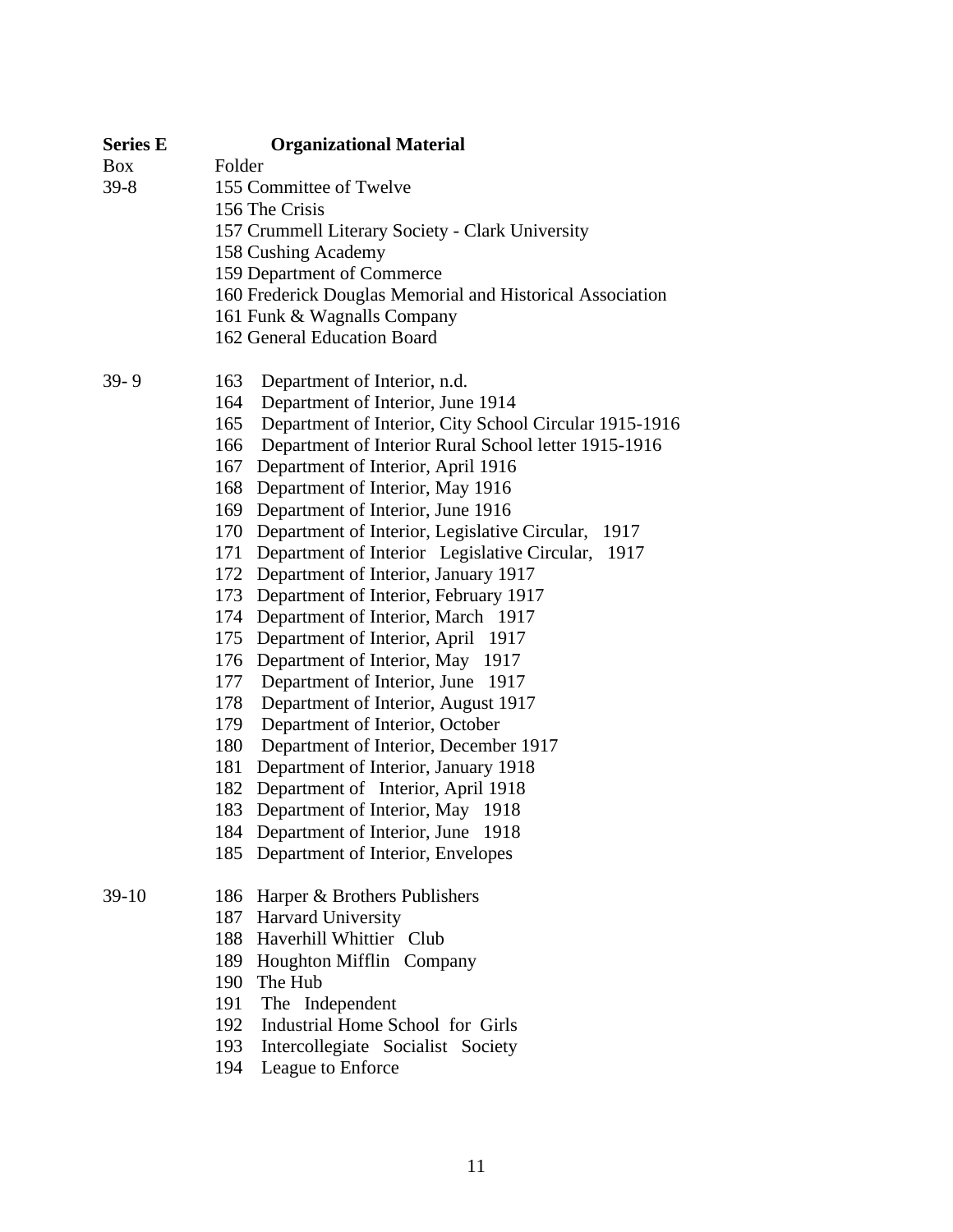**Series E** **Organizational Material**

| Box | Folder |
| --- | --- |
| 39-8 | 155 Committee of Twelve |
| | 156 The Crisis |
| | 157 Crummell Literary Society - Clark University |
| | 158 Cushing Academy |
| | 159 Department of Commerce |
| | 160 Frederick Douglas Memorial and Historical Association |
| | 161 Funk & Wagnalls Company |
| | 162 General Education Board |
| 39- 9 | 163 Department of Interior, n.d. |
| | 164 Department of Interior, June 1914 |
| | 165 Department of Interior, City School Circular 1915-1916 |
| | 166 Department of Interior Rural School letter 1915-1916 |
| | 167 Department of Interior, April 1916 |
| | 168 Department of Interior, May 1916 |
| | 169 Department of Interior, June 1916 |
| | 170 Department of Interior, Legislative Circular, 1917 |
| | 171 Department of Interior Legislative Circular, 1917 |
| | 172 Department of Interior, January 1917 |
| | 173 Department of Interior, February 1917 |
| | 174 Department of Interior, March 1917 |
| | 175 Department of Interior, April 1917 |
| | 176 Department of Interior, May 1917 |
| | 177 Department of Interior, June 1917 |
| | 178 Department of Interior, August 1917 |
| | 179 Department of Interior, October |
| | 180 Department of Interior, December 1917 |
| | 181 Department of Interior, January 1918 |
| | 182 Department of Interior, April 1918 |
| | 183 Department of Interior, May 1918 |
| | 184 Department of Interior, June 1918 |
| | 185 Department of Interior, Envelopes |
| 39-10 | 186 Harper & Brothers Publishers |
| | 187 Harvard University |
| | 188 Haverhill Whittier Club |
| | 189 Houghton Mifflin Company |
| | 190 The Hub |
| | 191 The Independent |
| | 192 Industrial Home School for Girls |
| | 193 Intercollegiate Socialist Society |
| | 194 League to Enforce |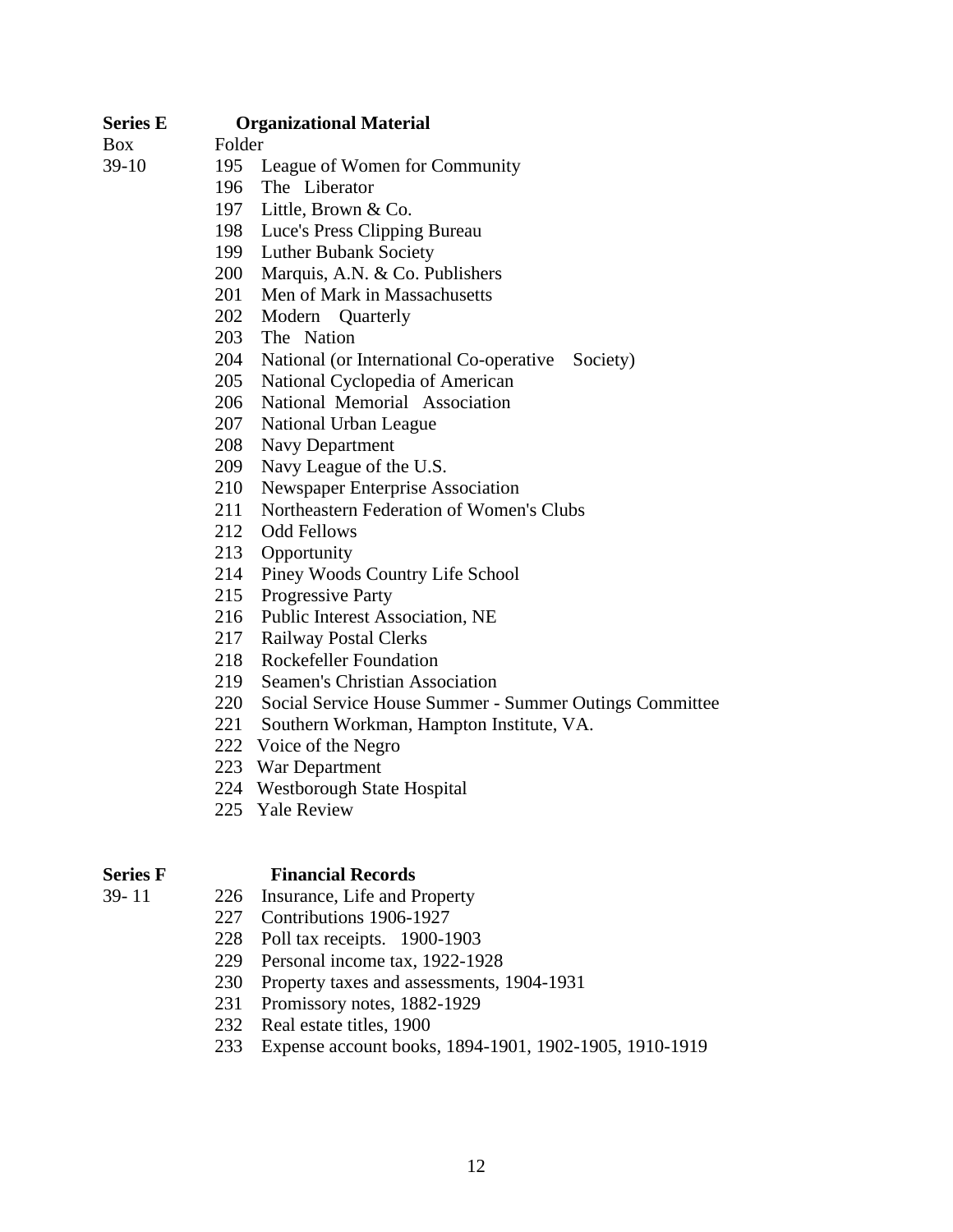**Series E** **Organizational Material**

| Box | Folder | |
|---|---|---|
| 39-10 | 195 | League of Women for Community |
| | 196 | The Liberator |
| | 197 | Little, Brown & Co. |
| | 198 | Luce's Press Clipping Bureau |
| | 199 | Luther Bubank Society |
| | 200 | Marquis, A.N. & Co. Publishers |
| | 201 | Men of Mark in Massachusetts |
| | 202 | Modern Quarterly |
| | 203 | The Nation |
| | 204 | National (or International Co-operative Society) |
| | 205 | National Cyclopedia of American |
| | 206 | National Memorial Association |
| | 207 | National Urban League |
| | 208 | Navy Department |
| | 209 | Navy League of the U.S. |
| | 210 | Newspaper Enterprise Association |
| | 211 | Northeastern Federation of Women's Clubs |
| | 212 | Odd Fellows |
| | 213 | Opportunity |
| | 214 | Piney Woods Country Life School |
| | 215 | Progressive Party |
| | 216 | Public Interest Association, NE |
| | 217 | Railway Postal Clerks |
| | 218 | Rockefeller Foundation |
| | 219 | Seamen's Christian Association |
| | 220 | Social Service House Summer - Summer Outings Committee |
| | 221 | Southern Workman, Hampton Institute, VA. |
| | 222 | Voice of the Negro |
| | 223 | War Department |
| | 224 | Westborough State Hospital |
| | 225 | Yale Review |

**Series F** **Financial Records**

| Box | Folder | |
|---|---|---|
| 39- 11 | 226 | Insurance, Life and Property |
| | 227 | Contributions 1906-1927 |
| | 228 | Poll tax receipts. 1900-1903 |
| | 229 | Personal income tax, 1922-1928 |
| | 230 | Property taxes and assessments, 1904-1931 |
| | 231 | Promissory notes, 1882-1929 |
| | 232 | Real estate titles, 1900 |
| | 233 | Expense account books, 1894-1901, 1902-1905, 1910-1919 |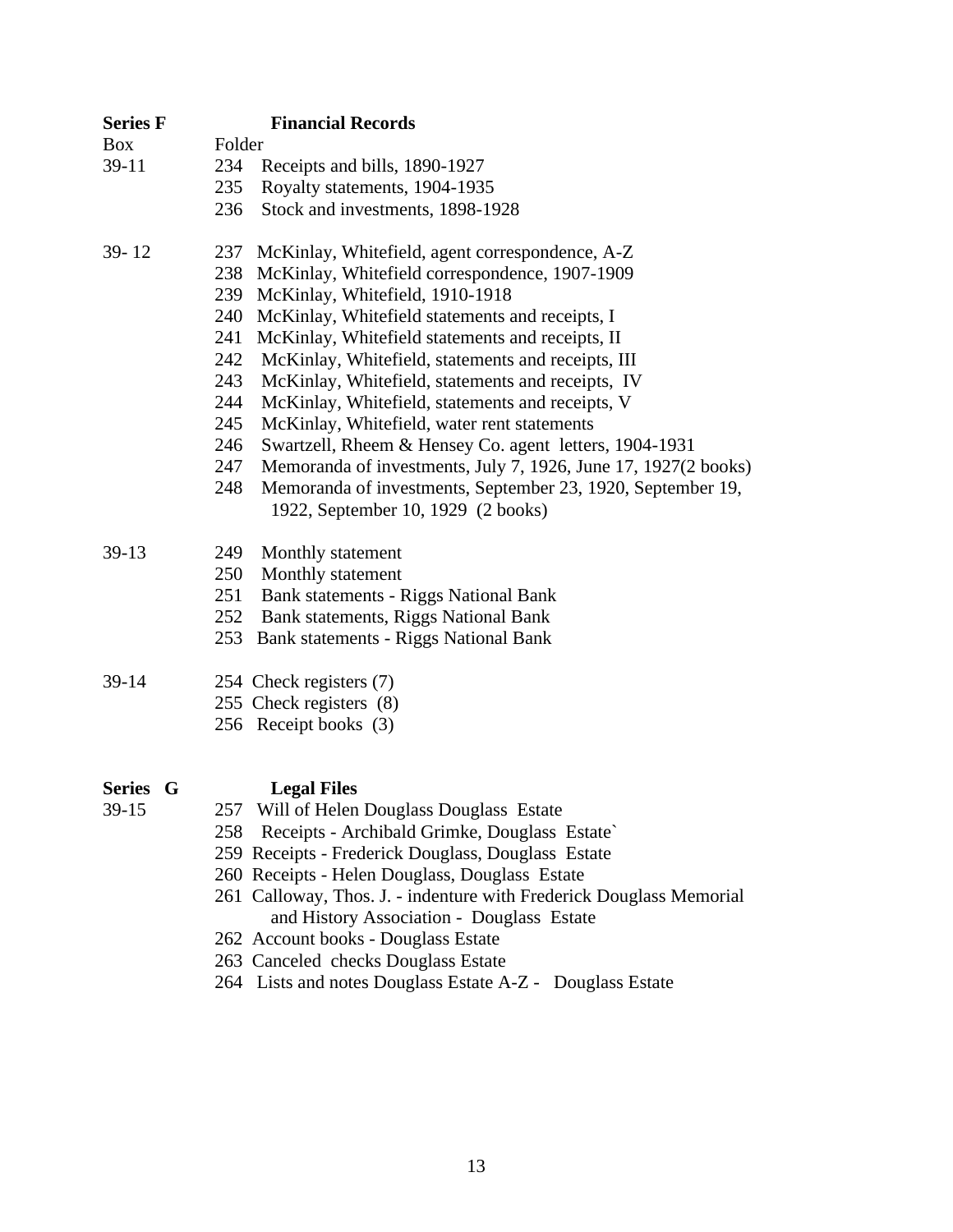**Series F** **Financial Records**

| Box | Folder |
|---|---|
| 39-11 | 234 Receipts and bills, 1890-1927 |
| | 235 Royalty statements, 1904-1935 |
| | 236 Stock and investments, 1898-1928 |
| 39- 12 | 237 McKinlay, Whitefield, agent correspondence, A-Z |
| | 238 McKinlay, Whitefield correspondence, 1907-1909 |
| | 239 McKinlay, Whitefield, 1910-1918 |
| | 240 McKinlay, Whitefield statements and receipts, I |
| | 241 McKinlay, Whitefield statements and receipts, II |
| | 242 McKinlay, Whitefield, statements and receipts, III |
| | 243 McKinlay, Whitefield, statements and receipts, IV |
| | 244 McKinlay, Whitefield, statements and receipts, V |
| | 245 McKinlay, Whitefield, water rent statements |
| | 246 Swartzell, Rheem & Hensey Co. agent letters, 1904-1931 |
| | 247 Memoranda of investments, July 7, 1926, June 17, 1927(2 books) |
| | 248 Memoranda of investments, September 23, 1920, September 19, 1922, September 10, 1929 (2 books) |
| 39-13 | 249 Monthly statement |
| | 250 Monthly statement |
| | 251 Bank statements - Riggs National Bank |
| | 252 Bank statements, Riggs National Bank |
| | 253 Bank statements - Riggs National Bank |
| 39-14 | 254 Check registers (7) |
| | 255 Check registers (8) |
| | 256 Receipt books (3) |

**Series G** **Legal Files**

| Box | Folder |
|---|---|
| 39-15 | 257 Will of Helen Douglass Douglass Estate |
| | 258 Receipts - Archibald Grimke, Douglass Estate` |
| | 259 Receipts - Frederick Douglass, Douglass Estate |
| | 260 Receipts - Helen Douglass, Douglass Estate |
| | 261 Calloway, Thos. J. - indenture with Frederick Douglass Memorial and History Association - Douglass Estate |
| | 262 Account books - Douglass Estate |
| | 263 Canceled checks Douglass Estate |
| | 264 Lists and notes Douglass Estate A-Z - Douglass Estate |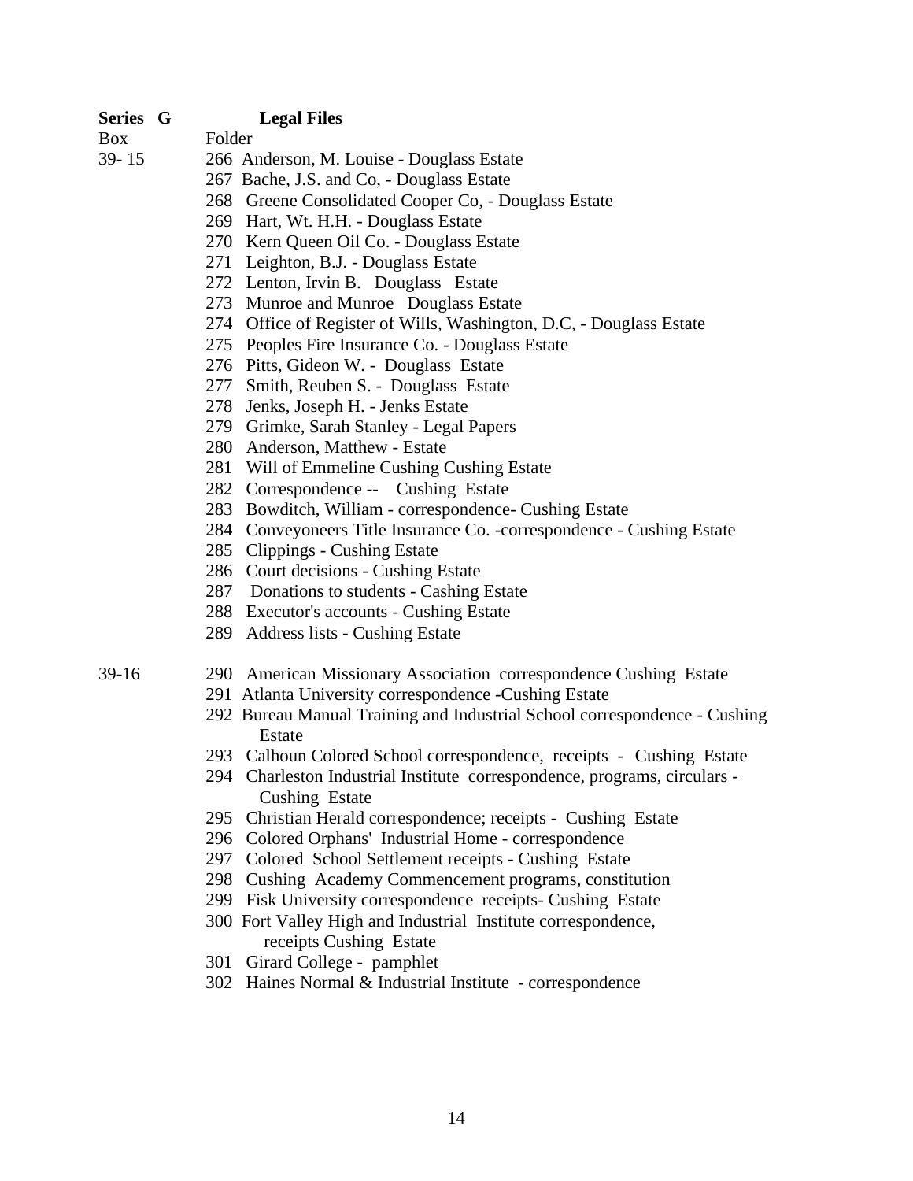**Series G** **Legal Files**

| Box | Folder |
|---|---|
| 39- 15 | 266 Anderson, M. Louise - Douglass Estate |
| | 267 Bache, J.S. and Co, - Douglass Estate |
| | 268 Greene Consolidated Cooper Co, - Douglass Estate |
| | 269 Hart, Wt. H.H. - Douglass Estate |
| | 270 Kern Queen Oil Co. - Douglass Estate |
| | 271 Leighton, B.J. - Douglass Estate |
| | 272 Lenton, Irvin B. Douglass Estate |
| | 273 Munroe and Munroe Douglass Estate |
| | 274 Office of Register of Wills, Washington, D.C, - Douglass Estate |
| | 275 Peoples Fire Insurance Co. - Douglass Estate |
| | 276 Pitts, Gideon W. - Douglass Estate |
| | 277 Smith, Reuben S. - Douglass Estate |
| | 278 Jenks, Joseph H. - Jenks Estate |
| | 279 Grimke, Sarah Stanley - Legal Papers |
| | 280 Anderson, Matthew - Estate |
| | 281 Will of Emmeline Cushing Cushing Estate |
| | 282 Correspondence -- Cushing Estate |
| | 283 Bowditch, William - correspondence- Cushing Estate |
| | 284 Conveyoneers Title Insurance Co. -correspondence - Cushing Estate |
| | 285 Clippings - Cushing Estate |
| | 286 Court decisions - Cushing Estate |
| | 287 Donations to students - Cashing Estate |
| | 288 Executor's accounts - Cushing Estate |
| | 289 Address lists - Cushing Estate |
| 39-16 | 290 American Missionary Association correspondence Cushing Estate |
| | 291 Atlanta University correspondence -Cushing Estate |
| | 292 Bureau Manual Training and Industrial School correspondence - Cushing Estate |
| | 293 Calhoun Colored School correspondence, receipts - Cushing Estate |
| | 294 Charleston Industrial Institute correspondence, programs, circulars - Cushing Estate |
| | 295 Christian Herald correspondence; receipts - Cushing Estate |
| | 296 Colored Orphans' Industrial Home - correspondence |
| | 297 Colored School Settlement receipts - Cushing Estate |
| | 298 Cushing Academy Commencement programs, constitution |
| | 299 Fisk University correspondence receipts- Cushing Estate |
| | 300 Fort Valley High and Industrial Institute correspondence, receipts Cushing Estate |
| | 301 Girard College - pamphlet |
| | 302 Haines Normal & Industrial Institute - correspondence |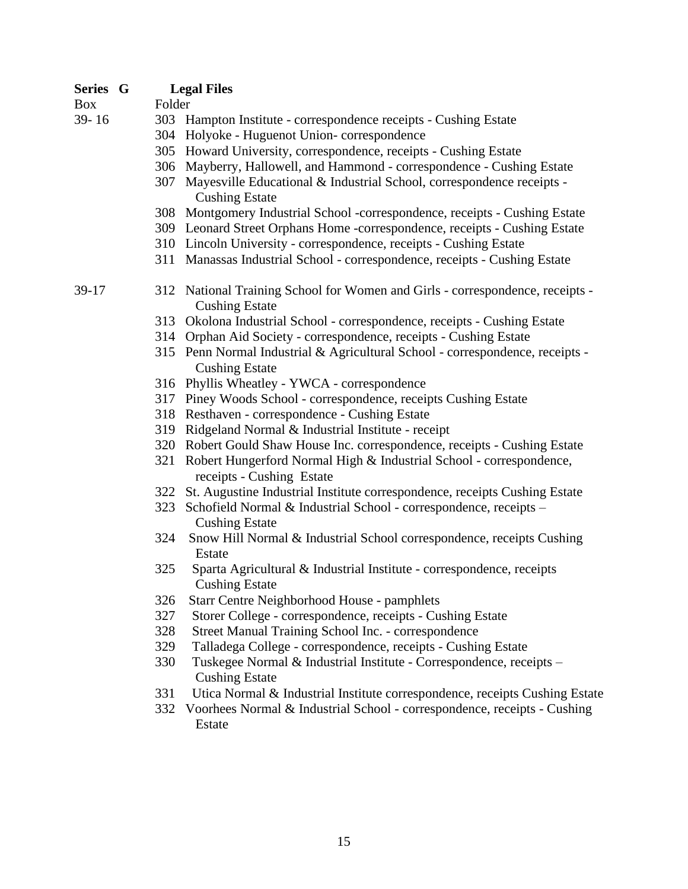**Series G** **Legal Files**

| Box | Folder |
|---|---|
| 39- 16 | 303 Hampton Institute - correspondence receipts - Cushing Estate |
| | 304 Holyoke - Huguenot Union- correspondence |
| | 305 Howard University, correspondence, receipts - Cushing Estate |
| | 306 Mayberry, Hallowell, and Hammond - correspondence - Cushing Estate |
| | 307 Mayesville Educational & Industrial School, correspondence receipts - Cushing Estate |
| | 308 Montgomery Industrial School -correspondence, receipts - Cushing Estate |
| | 309 Leonard Street Orphans Home -correspondence, receipts - Cushing Estate |
| | 310 Lincoln University - correspondence, receipts - Cushing Estate |
| | 311 Manassas Industrial School - correspondence, receipts - Cushing Estate |
| 39-17 | 312 National Training School for Women and Girls - correspondence, receipts - Cushing Estate |
| | 313 Okolona Industrial School - correspondence, receipts - Cushing Estate |
| | 314 Orphan Aid Society - correspondence, receipts - Cushing Estate |
| | 315 Penn Normal Industrial & Agricultural School - correspondence, receipts - Cushing Estate |
| | 316 Phyllis Wheatley - YWCA - correspondence |
| | 317 Piney Woods School - correspondence, receipts Cushing Estate |
| | 318 Resthaven - correspondence - Cushing Estate |
| | 319 Ridgeland Normal & Industrial Institute - receipt |
| | 320 Robert Gould Shaw House Inc. correspondence, receipts - Cushing Estate |
| | 321 Robert Hungerford Normal High & Industrial School - correspondence, receipts - Cushing Estate |
| | 322 St. Augustine Industrial Institute correspondence, receipts Cushing Estate |
| | 323 Schofield Normal & Industrial School - correspondence, receipts – Cushing Estate |
| | 324 Snow Hill Normal & Industrial School correspondence, receipts Cushing Estate |
| | 325 Sparta Agricultural & Industrial Institute - correspondence, receipts Cushing Estate |
| | 326 Starr Centre Neighborhood House - pamphlets |
| | 327 Storer College - correspondence, receipts - Cushing Estate |
| | 328 Street Manual Training School Inc. - correspondence |
| | 329 Talladega College - correspondence, receipts - Cushing Estate |
| | 330 Tuskegee Normal & Industrial Institute - Correspondence, receipts – Cushing Estate |
| | 331 Utica Normal & Industrial Institute correspondence, receipts Cushing Estate |
| | 332 Voorhees Normal & Industrial School - correspondence, receipts - Cushing Estate |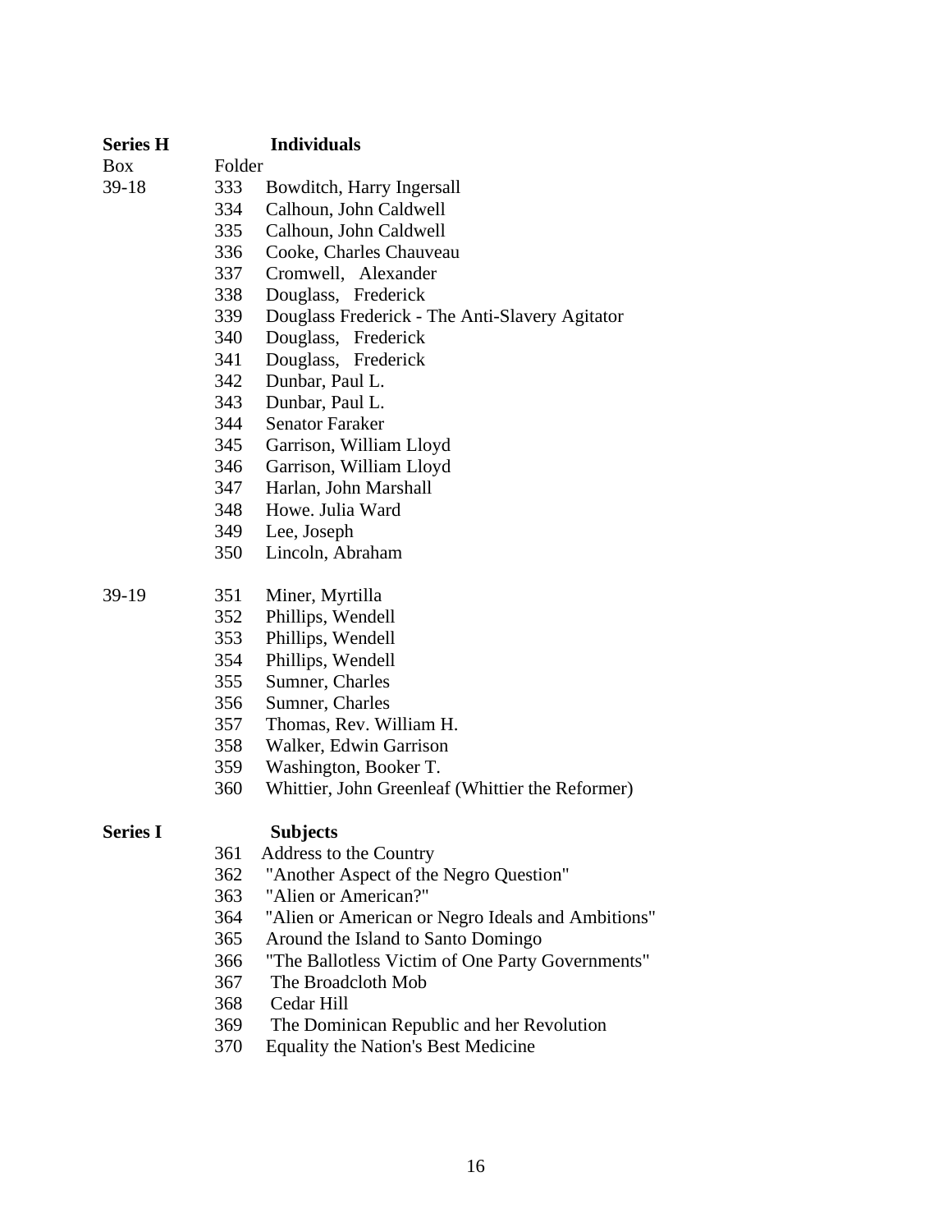**Series H** **Individuals**

| Box | Folder | |
|---|---|---|
| 39-18 | 333 | Bowditch, Harry Ingersall |
| | 334 | Calhoun, John Caldwell |
| | 335 | Calhoun, John Caldwell |
| | 336 | Cooke, Charles Chauveau |
| | 337 | Cromwell, Alexander |
| | 338 | Douglass, Frederick |
| | 339 | Douglass Frederick - The Anti-Slavery Agitator |
| | 340 | Douglass, Frederick |
| | 341 | Douglass, Frederick |
| | 342 | Dunbar, Paul L. |
| | 343 | Dunbar, Paul L. |
| | 344 | Senator Faraker |
| | 345 | Garrison, William Lloyd |
| | 346 | Garrison, William Lloyd |
| | 347 | Harlan, John Marshall |
| | 348 | Howe. Julia Ward |
| | 349 | Lee, Joseph |
| | 350 | Lincoln, Abraham |
| 39-19 | 351 | Miner, Myrtilla |
| | 352 | Phillips, Wendell |
| | 353 | Phillips, Wendell |
| | 354 | Phillips, Wendell |
| | 355 | Sumner, Charles |
| | 356 | Sumner, Charles |
| | 357 | Thomas, Rev. William H. |
| | 358 | Walker, Edwin Garrison |
| | 359 | Washington, Booker T. |
| | 360 | Whittier, John Greenleaf (Whittier the Reformer) |

**Series I** **Subjects**

| Folder | |
|---|---|
| 361 | Address to the Country |
| 362 | "Another Aspect of the Negro Question" |
| 363 | "Alien or American?" |
| 364 | "Alien or American or Negro Ideals and Ambitions" |
| 365 | Around the Island to Santo Domingo |
| 366 | "The Ballotless Victim of One Party Governments" |
| 367 | The Broadcloth Mob |
| 368 | Cedar Hill |
| 369 | The Dominican Republic and her Revolution |
| 370 | Equality the Nation's Best Medicine |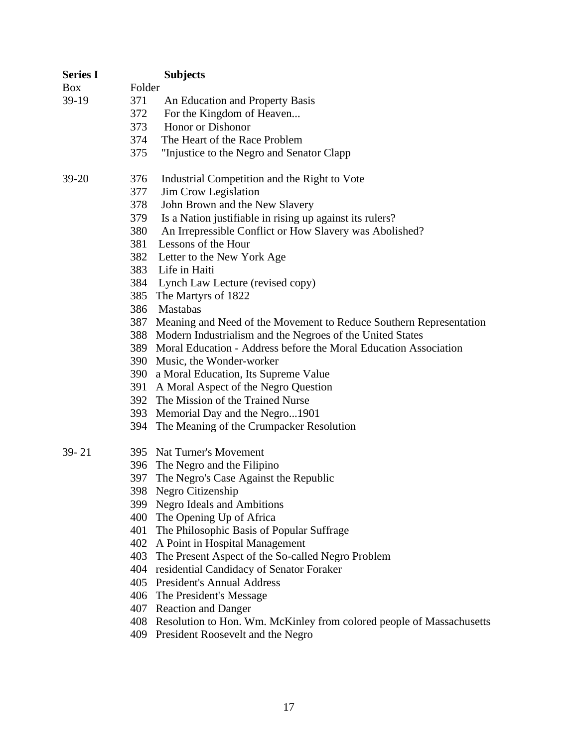| **Series I** | | **Subjects** |
|---|---|---|
| Box | Folder | |
| 39-19 | 371 | An Education and Property Basis |
| | 372 | For the Kingdom of Heaven... |
| | 373 | Honor or Dishonor |
| | 374 | The Heart of the Race Problem |
| | 375 | "Injustice to the Negro and Senator Clapp |
| 39-20 | 376 | Industrial Competition and the Right to Vote |
| | 377 | Jim Crow Legislation |
| | 378 | John Brown and the New Slavery |
| | 379 | Is a Nation justifiable in rising up against its rulers? |
| | 380 | An Irrepressible Conflict or How Slavery was Abolished? |
| | 381 | Lessons of the Hour |
| | 382 | Letter to the New York Age |
| | 383 | Life in Haiti |
| | 384 | Lynch Law Lecture (revised copy) |
| | 385 | The Martyrs of 1822 |
| | 386 | Mastabas |
| | 387 | Meaning and Need of the Movement to Reduce Southern Representation |
| | 388 | Modern Industrialism and the Negroes of the United States |
| | 389 | Moral Education - Address before the Moral Education Association |
| | 390 | Music, the Wonder-worker |
| | 390 | a Moral Education, Its Supreme Value |
| | 391 | A Moral Aspect of the Negro Question |
| | 392 | The Mission of the Trained Nurse |
| | 393 | Memorial Day and the Negro...1901 |
| | 394 | The Meaning of the Crumpacker Resolution |
| 39- 21 | 395 | Nat Turner's Movement |
| | 396 | The Negro and the Filipino |
| | 397 | The Negro's Case Against the Republic |
| | 398 | Negro Citizenship |
| | 399 | Negro Ideals and Ambitions |
| | 400 | The Opening Up of Africa |
| | 401 | The Philosophic Basis of Popular Suffrage |
| | 402 | A Point in Hospital Management |
| | 403 | The Present Aspect of the So-called Negro Problem |
| | 404 | residential Candidacy of Senator Foraker |
| | 405 | President's Annual Address |
| | 406 | The President's Message |
| | 407 | Reaction and Danger |
| | 408 | Resolution to Hon. Wm. McKinley from colored people of Massachusetts |
| | 409 | President Roosevelt and the Negro |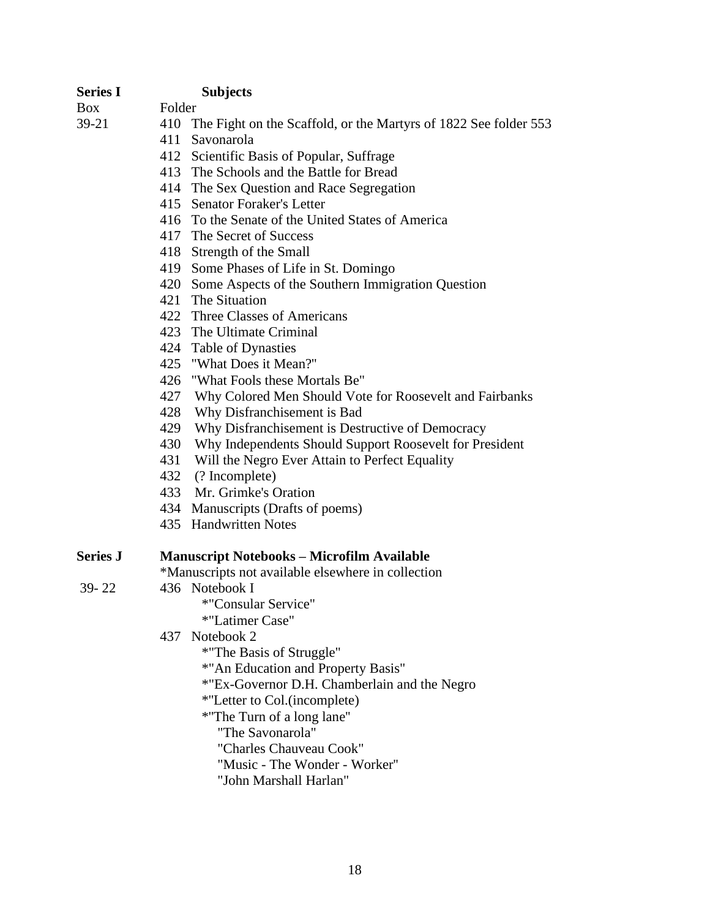**Series I** **Subjects**

Box Folder

39-21

410 The Fight on the Scaffold, or the Martyrs of 1822 See folder 553
411 Savonarola
412 Scientific Basis of Popular, Suffrage
413 The Schools and the Battle for Bread
414 The Sex Question and Race Segregation
415 Senator Foraker's Letter
416 To the Senate of the United States of America
417 The Secret of Success
418 Strength of the Small
419 Some Phases of Life in St. Domingo
420 Some Aspects of the Southern Immigration Question
421 The Situation
422 Three Classes of Americans
423 The Ultimate Criminal
424 Table of Dynasties
425 "What Does it Mean?"
426 "What Fools these Mortals Be"
427 Why Colored Men Should Vote for Roosevelt and Fairbanks
428 Why Disfranchisement is Bad
429 Why Disfranchisement is Destructive of Democracy
430 Why Independents Should Support Roosevelt for President
431 Will the Negro Ever Attain to Perfect Equality
432 (? Incomplete)
433 Mr. Grimke's Oration
434 Manuscripts (Drafts of poems)
435 Handwritten Notes

**Series J** **Manuscript Notebooks – Microfilm Available**

*Manuscripts not available elsewhere in collection

39- 22

436 Notebook I
- *"Consular Service"
- *"Latimer Case"

437 Notebook 2
- *"The Basis of Struggle"
- *"An Education and Property Basis"
- *"Ex-Governor D.H. Chamberlain and the Negro
- *"Letter to Col.(incomplete)
- *"The Turn of a long lane"
- "The Savonarola"
- "Charles Chauveau Cook"
- "Music - The Wonder - Worker"
- "John Marshall Harlan"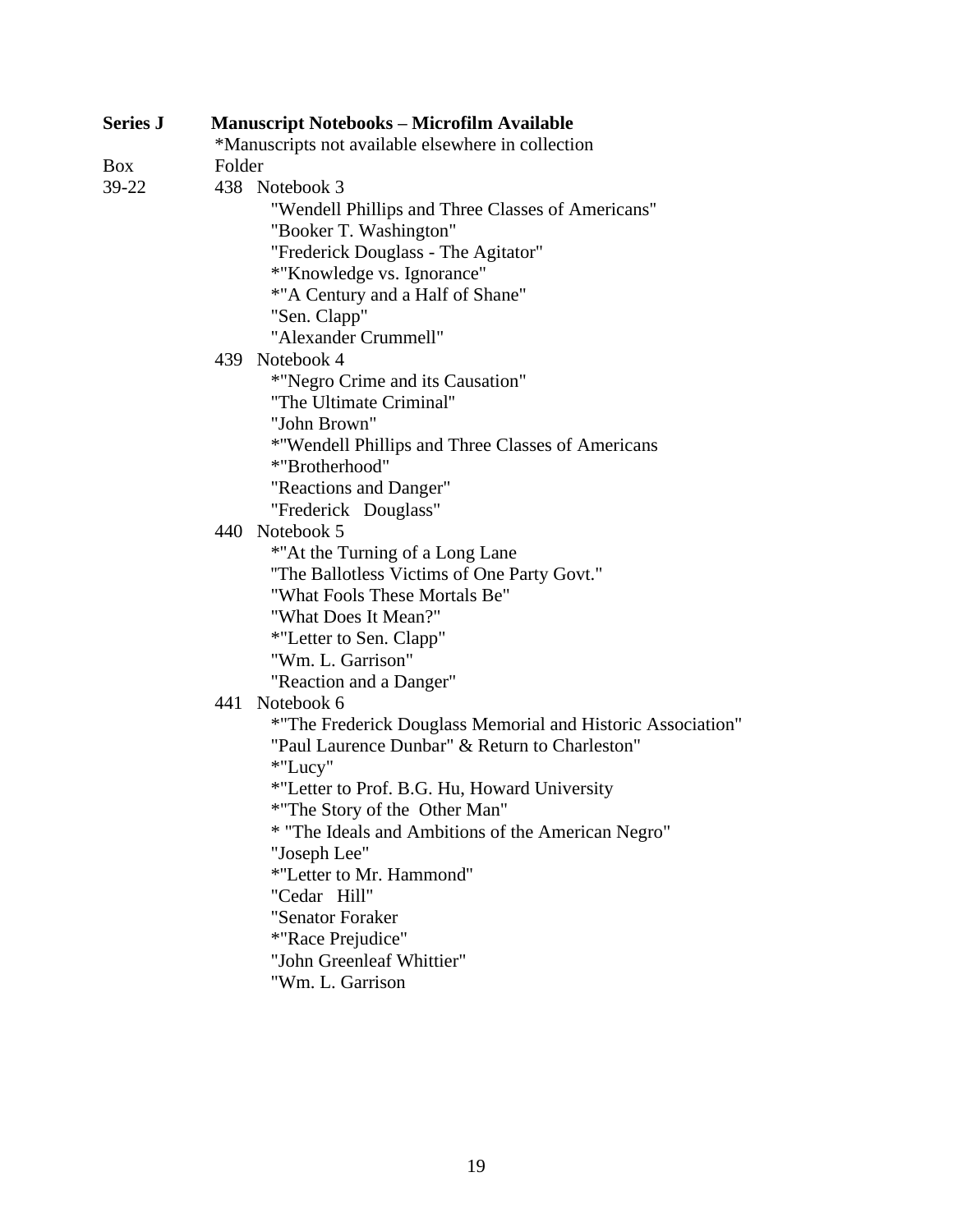**Series J** **Manuscript Notebooks – Microfilm Available**

*Manuscripts not available elsewhere in collection

Box Folder

39-22

438 Notebook 3
- "Wendell Phillips and Three Classes of Americans"
- "Booker T. Washington"
- "Frederick Douglass - The Agitator"
- *"Knowledge vs. Ignorance"
- *"A Century and a Half of Shane"
- "Sen. Clapp"
- "Alexander Crummell"

439 Notebook 4
- *"Negro Crime and its Causation"
- "The Ultimate Criminal"
- "John Brown"
- *"Wendell Phillips and Three Classes of Americans
- *"Brotherhood"
- "Reactions and Danger"
- "Frederick Douglass"

440 Notebook 5
- *"At the Turning of a Long Lane
- "The Ballotless Victims of One Party Govt."
- "What Fools These Mortals Be"
- "What Does It Mean?"
- *"Letter to Sen. Clapp"
- "Wm. L. Garrison"
- "Reaction and a Danger"

441 Notebook 6
- *"The Frederick Douglass Memorial and Historic Association"
- "Paul Laurence Dunbar" & Return to Charleston"
- *"Lucy"
- *"Letter to Prof. B.G. Hu, Howard University
- *"The Story of the Other Man"
- * "The Ideals and Ambitions of the American Negro"
- "Joseph Lee"
- *"Letter to Mr. Hammond"
- "Cedar Hill"
- "Senator Foraker
- *"Race Prejudice"
- "John Greenleaf Whittier"
- "Wm. L. Garrison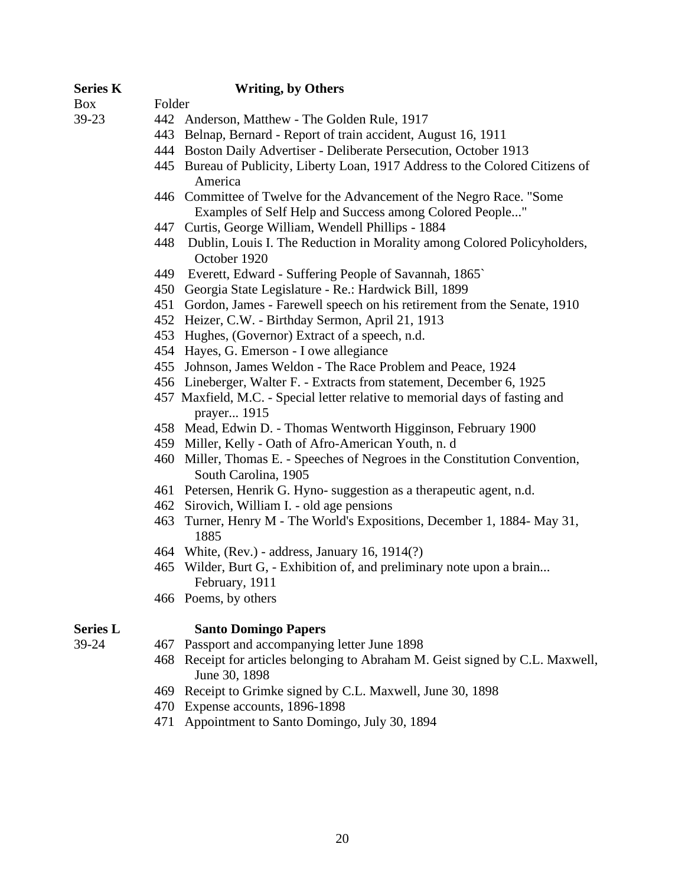**Series K** **Writing, by Others**

Box 39-23

Folder

- 442 Anderson, Matthew - The Golden Rule, 1917
- 443 Belnap, Bernard - Report of train accident, August 16, 1911
- 444 Boston Daily Advertiser - Deliberate Persecution, October 1913
- 445 Bureau of Publicity, Liberty Loan, 1917 Address to the Colored Citizens of America
- 446 Committee of Twelve for the Advancement of the Negro Race. "Some Examples of Self Help and Success among Colored People..."
- 447 Curtis, George William, Wendell Phillips - 1884
- 448 Dublin, Louis I. The Reduction in Morality among Colored Policyholders, October 1920
- 449 Everett, Edward - Suffering People of Savannah, 1865`
- 450 Georgia State Legislature - Re.: Hardwick Bill, 1899
- 451 Gordon, James - Farewell speech on his retirement from the Senate, 1910
- 452 Heizer, C.W. - Birthday Sermon, April 21, 1913
- 453 Hughes, (Governor) Extract of a speech, n.d.
- 454 Hayes, G. Emerson - I owe allegiance
- 455 Johnson, James Weldon - The Race Problem and Peace, 1924
- 456 Lineberger, Walter F. - Extracts from statement, December 6, 1925
- 457 Maxfield, M.C. - Special letter relative to memorial days of fasting and prayer... 1915
- 458 Mead, Edwin D. - Thomas Wentworth Higginson, February 1900
- 459 Miller, Kelly - Oath of Afro-American Youth, n. d
- 460 Miller, Thomas E. - Speeches of Negroes in the Constitution Convention, South Carolina, 1905
- 461 Petersen, Henrik G. Hyno- suggestion as a therapeutic agent, n.d.
- 462 Sirovich, William I. - old age pensions
- 463 Turner, Henry M - The World's Expositions, December 1, 1884- May 31, 1885
- 464 White, (Rev.) - address, January 16, 1914(?)
- 465 Wilder, Burt G, - Exhibition of, and preliminary note upon a brain... February, 1911
- 466 Poems, by others

**Series L** **Santo Domingo Papers**

39-24

- 467 Passport and accompanying letter June 1898
- 468 Receipt for articles belonging to Abraham M. Geist signed by C.L. Maxwell, June 30, 1898
- 469 Receipt to Grimke signed by C.L. Maxwell, June 30, 1898
- 470 Expense accounts, 1896-1898
- 471 Appointment to Santo Domingo, July 30, 1894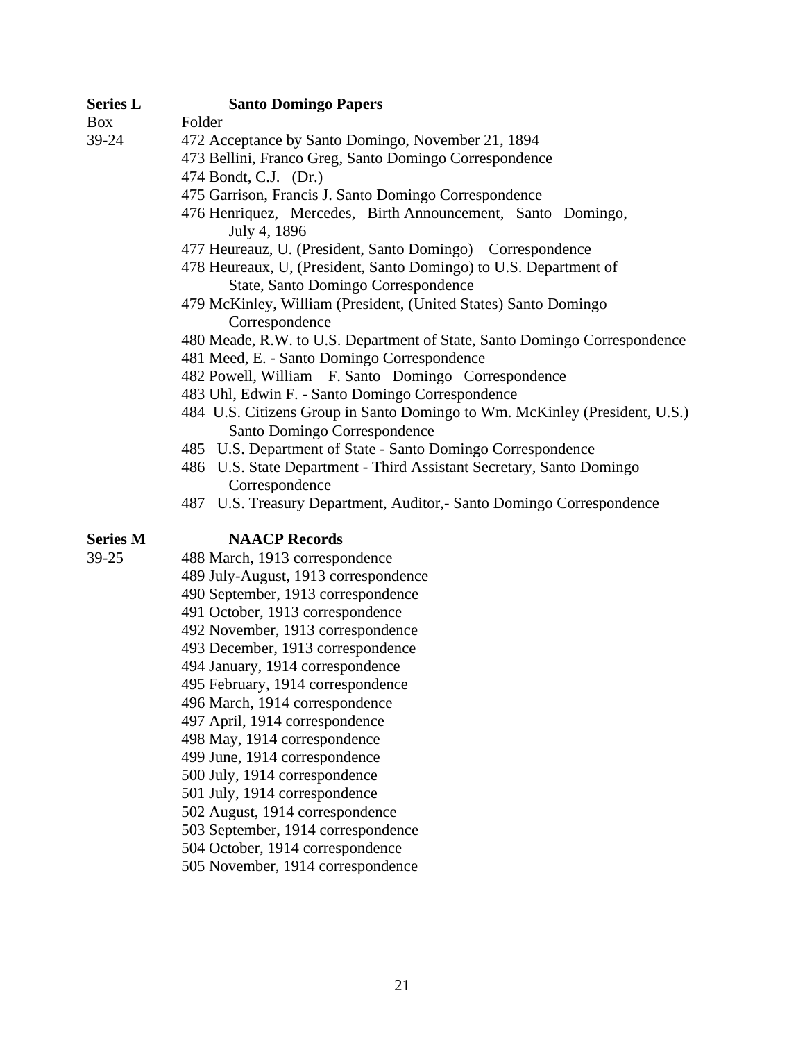**Series L** **Santo Domingo Papers**

| Box | Folder |
|---|---|
| 39-24 | 472 Acceptance by Santo Domingo, November 21, 1894 |
| | 473 Bellini, Franco Greg, Santo Domingo Correspondence |
| | 474 Bondt, C.J. (Dr.) |
| | 475 Garrison, Francis J. Santo Domingo Correspondence |
| | 476 Henriquez, Mercedes, Birth Announcement, Santo Domingo, July 4, 1896 |
| | 477 Heureauz, U. (President, Santo Domingo) Correspondence |
| | 478 Heureaux, U, (President, Santo Domingo) to U.S. Department of State, Santo Domingo Correspondence |
| | 479 McKinley, William (President, (United States) Santo Domingo Correspondence |
| | 480 Meade, R.W. to U.S. Department of State, Santo Domingo Correspondence |
| | 481 Meed, E. - Santo Domingo Correspondence |
| | 482 Powell, William F. Santo Domingo Correspondence |
| | 483 Uhl, Edwin F. - Santo Domingo Correspondence |
| | 484 U.S. Citizens Group in Santo Domingo to Wm. McKinley (President, U.S.) Santo Domingo Correspondence |
| | 485 U.S. Department of State - Santo Domingo Correspondence |
| | 486 U.S. State Department - Third Assistant Secretary, Santo Domingo Correspondence |
| | 487 U.S. Treasury Department, Auditor,- Santo Domingo Correspondence |

**Series M** **NAACP Records**

| Box | Folder |
|---|---|
| 39-25 | 488 March, 1913 correspondence |
| | 489 July-August, 1913 correspondence |
| | 490 September, 1913 correspondence |
| | 491 October, 1913 correspondence |
| | 492 November, 1913 correspondence |
| | 493 December, 1913 correspondence |
| | 494 January, 1914 correspondence |
| | 495 February, 1914 correspondence |
| | 496 March, 1914 correspondence |
| | 497 April, 1914 correspondence |
| | 498 May, 1914 correspondence |
| | 499 June, 1914 correspondence |
| | 500 July, 1914 correspondence |
| | 501 July, 1914 correspondence |
| | 502 August, 1914 correspondence |
| | 503 September, 1914 correspondence |
| | 504 October, 1914 correspondence |
| | 505 November, 1914 correspondence |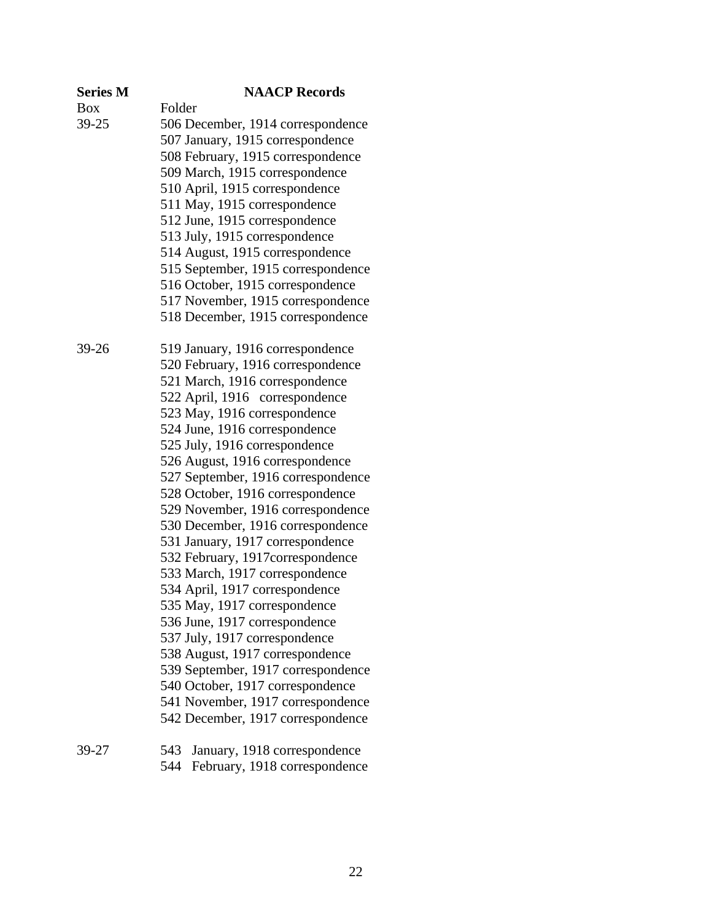**Series M** **NAACP Records**

| Box | Folder |
|---|---|
| 39-25 | 506 December, 1914 correspondence |
| | 507 January, 1915 correspondence |
| | 508 February, 1915 correspondence |
| | 509 March, 1915 correspondence |
| | 510 April, 1915 correspondence |
| | 511 May, 1915 correspondence |
| | 512 June, 1915 correspondence |
| | 513 July, 1915 correspondence |
| | 514 August, 1915 correspondence |
| | 515 September, 1915 correspondence |
| | 516 October, 1915 correspondence |
| | 517 November, 1915 correspondence |
| | 518 December, 1915 correspondence |
| 39-26 | 519 January, 1916 correspondence |
| | 520 February, 1916 correspondence |
| | 521 March, 1916 correspondence |
| | 522 April, 1916 correspondence |
| | 523 May, 1916 correspondence |
| | 524 June, 1916 correspondence |
| | 525 July, 1916 correspondence |
| | 526 August, 1916 correspondence |
| | 527 September, 1916 correspondence |
| | 528 October, 1916 correspondence |
| | 529 November, 1916 correspondence |
| | 530 December, 1916 correspondence |
| | 531 January, 1917 correspondence |
| | 532 February, 1917correspondence |
| | 533 March, 1917 correspondence |
| | 534 April, 1917 correspondence |
| | 535 May, 1917 correspondence |
| | 536 June, 1917 correspondence |
| | 537 July, 1917 correspondence |
| | 538 August, 1917 correspondence |
| | 539 September, 1917 correspondence |
| | 540 October, 1917 correspondence |
| | 541 November, 1917 correspondence |
| | 542 December, 1917 correspondence |
| 39-27 | 543 January, 1918 correspondence |
| | 544 February, 1918 correspondence |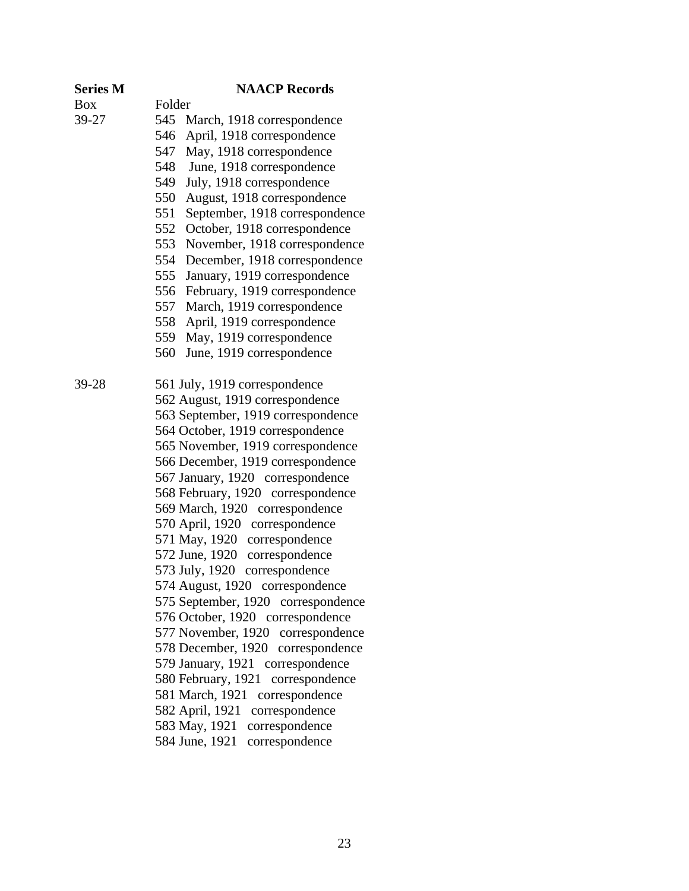**Series M** **NAACP Records**

| Box | Folder |
|---|---|
| 39-27 | 545 March, 1918 correspondence |
| | 546 April, 1918 correspondence |
| | 547 May, 1918 correspondence |
| | 548 June, 1918 correspondence |
| | 549 July, 1918 correspondence |
| | 550 August, 1918 correspondence |
| | 551 September, 1918 correspondence |
| | 552 October, 1918 correspondence |
| | 553 November, 1918 correspondence |
| | 554 December, 1918 correspondence |
| | 555 January, 1919 correspondence |
| | 556 February, 1919 correspondence |
| | 557 March, 1919 correspondence |
| | 558 April, 1919 correspondence |
| | 559 May, 1919 correspondence |
| | 560 June, 1919 correspondence |
| 39-28 | 561 July, 1919 correspondence |
| | 562 August, 1919 correspondence |
| | 563 September, 1919 correspondence |
| | 564 October, 1919 correspondence |
| | 565 November, 1919 correspondence |
| | 566 December, 1919 correspondence |
| | 567 January, 1920 correspondence |
| | 568 February, 1920 correspondence |
| | 569 March, 1920 correspondence |
| | 570 April, 1920 correspondence |
| | 571 May, 1920 correspondence |
| | 572 June, 1920 correspondence |
| | 573 July, 1920 correspondence |
| | 574 August, 1920 correspondence |
| | 575 September, 1920 correspondence |
| | 576 October, 1920 correspondence |
| | 577 November, 1920 correspondence |
| | 578 December, 1920 correspondence |
| | 579 January, 1921 correspondence |
| | 580 February, 1921 correspondence |
| | 581 March, 1921 correspondence |
| | 582 April, 1921 correspondence |
| | 583 May, 1921 correspondence |
| | 584 June, 1921 correspondence |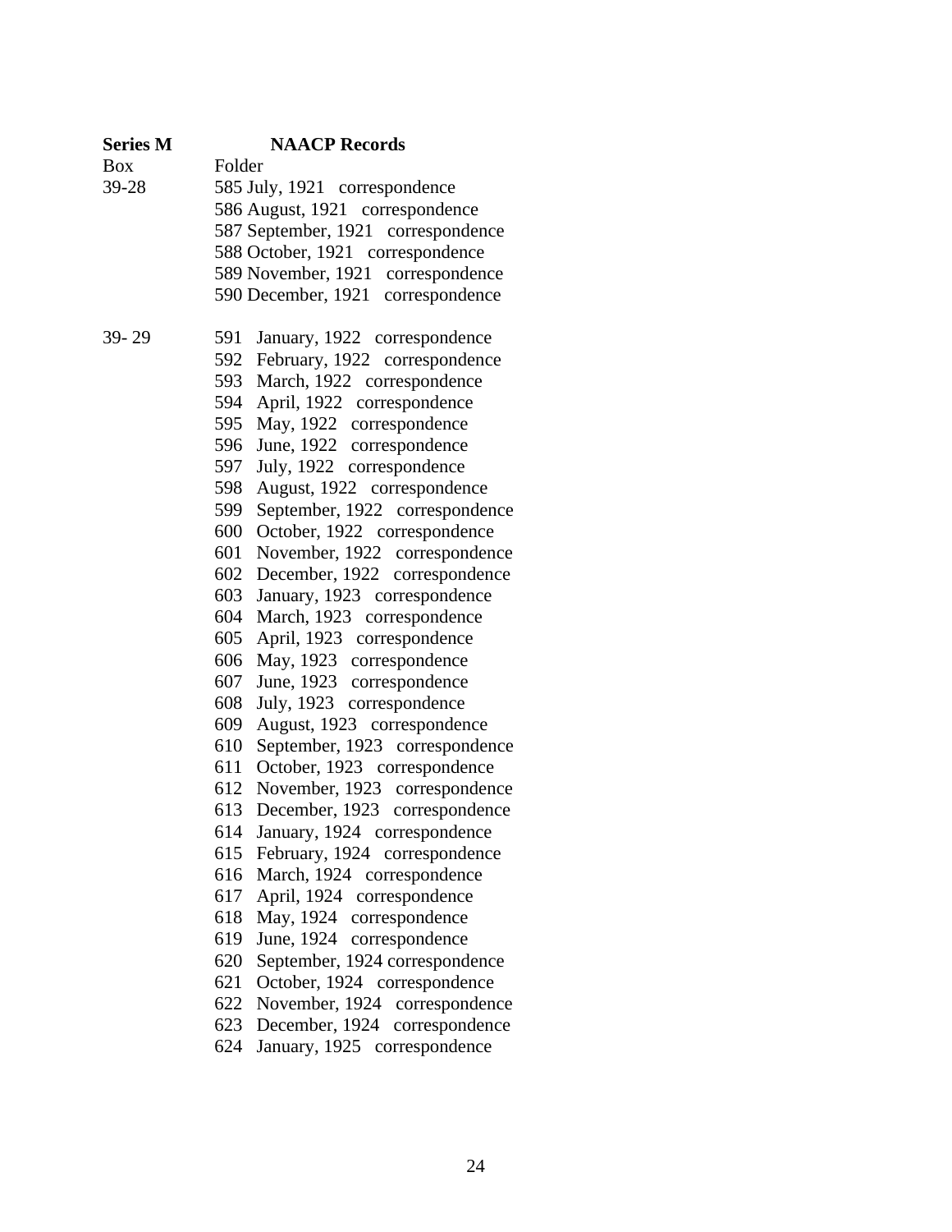**Series M** **NAACP Records**

| Box | Folder |
|---|---|
| 39-28 | 585 July, 1921 correspondence |
| | 586 August, 1921 correspondence |
| | 587 September, 1921 correspondence |
| | 588 October, 1921 correspondence |
| | 589 November, 1921 correspondence |
| | 590 December, 1921 correspondence |
| 39- 29 | 591 January, 1922 correspondence |
| | 592 February, 1922 correspondence |
| | 593 March, 1922 correspondence |
| | 594 April, 1922 correspondence |
| | 595 May, 1922 correspondence |
| | 596 June, 1922 correspondence |
| | 597 July, 1922 correspondence |
| | 598 August, 1922 correspondence |
| | 599 September, 1922 correspondence |
| | 600 October, 1922 correspondence |
| | 601 November, 1922 correspondence |
| | 602 December, 1922 correspondence |
| | 603 January, 1923 correspondence |
| | 604 March, 1923 correspondence |
| | 605 April, 1923 correspondence |
| | 606 May, 1923 correspondence |
| | 607 June, 1923 correspondence |
| | 608 July, 1923 correspondence |
| | 609 August, 1923 correspondence |
| | 610 September, 1923 correspondence |
| | 611 October, 1923 correspondence |
| | 612 November, 1923 correspondence |
| | 613 December, 1923 correspondence |
| | 614 January, 1924 correspondence |
| | 615 February, 1924 correspondence |
| | 616 March, 1924 correspondence |
| | 617 April, 1924 correspondence |
| | 618 May, 1924 correspondence |
| | 619 June, 1924 correspondence |
| | 620 September, 1924 correspondence |
| | 621 October, 1924 correspondence |
| | 622 November, 1924 correspondence |
| | 623 December, 1924 correspondence |
| | 624 January, 1925 correspondence |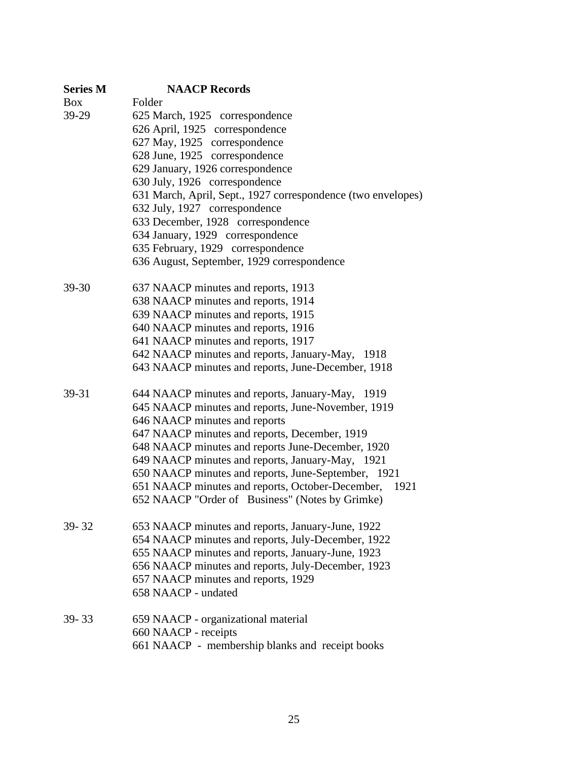**Series M** **NAACP Records**

| Box | Folder |
|---|---|
| 39-29 | 625 March, 1925 correspondence |
| | 626 April, 1925 correspondence |
| | 627 May, 1925 correspondence |
| | 628 June, 1925 correspondence |
| | 629 January, 1926 correspondence |
| | 630 July, 1926 correspondence |
| | 631 March, April, Sept., 1927 correspondence (two envelopes) |
| | 632 July, 1927 correspondence |
| | 633 December, 1928 correspondence |
| | 634 January, 1929 correspondence |
| | 635 February, 1929 correspondence |
| | 636 August, September, 1929 correspondence |
| 39-30 | 637 NAACP minutes and reports, 1913 |
| | 638 NAACP minutes and reports, 1914 |
| | 639 NAACP minutes and reports, 1915 |
| | 640 NAACP minutes and reports, 1916 |
| | 641 NAACP minutes and reports, 1917 |
| | 642 NAACP minutes and reports, January-May, 1918 |
| | 643 NAACP minutes and reports, June-December, 1918 |
| 39-31 | 644 NAACP minutes and reports, January-May, 1919 |
| | 645 NAACP minutes and reports, June-November, 1919 |
| | 646 NAACP minutes and reports |
| | 647 NAACP minutes and reports, December, 1919 |
| | 648 NAACP minutes and reports June-December, 1920 |
| | 649 NAACP minutes and reports, January-May, 1921 |
| | 650 NAACP minutes and reports, June-September, 1921 |
| | 651 NAACP minutes and reports, October-December, 1921 |
| | 652 NAACP "Order of Business" (Notes by Grimke) |
| 39- 32 | 653 NAACP minutes and reports, January-June, 1922 |
| | 654 NAACP minutes and reports, July-December, 1922 |
| | 655 NAACP minutes and reports, January-June, 1923 |
| | 656 NAACP minutes and reports, July-December, 1923 |
| | 657 NAACP minutes and reports, 1929 |
| | 658 NAACP - undated |
| 39- 33 | 659 NAACP - organizational material |
| | 660 NAACP - receipts |
| | 661 NAACP - membership blanks and receipt books |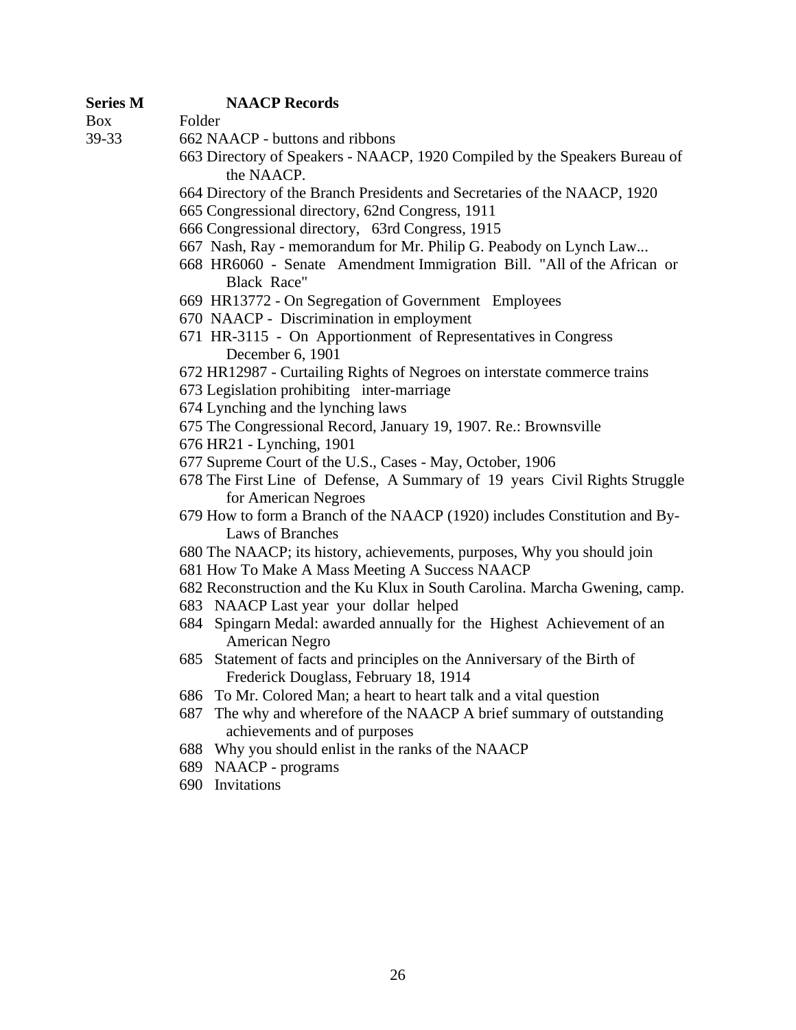**Series M** **NAACP Records**

Box Folder

39-33

662 NAACP - buttons and ribbons

663 Directory of Speakers - NAACP, 1920 Compiled by the Speakers Bureau of the NAACP.

664 Directory of the Branch Presidents and Secretaries of the NAACP, 1920

665 Congressional directory, 62nd Congress, 1911

666 Congressional directory, 63rd Congress, 1915

667 Nash, Ray - memorandum for Mr. Philip G. Peabody on Lynch Law...

668 HR6060 - Senate Amendment Immigration Bill. "All of the African or Black Race"

669 HR13772 - On Segregation of Government Employees

670 NAACP - Discrimination in employment

671 HR-3115 - On Apportionment of Representatives in Congress December 6, 1901

672 HR12987 - Curtailing Rights of Negroes on interstate commerce trains

673 Legislation prohibiting inter-marriage

674 Lynching and the lynching laws

675 The Congressional Record, January 19, 1907. Re.: Brownsville

676 HR21 - Lynching, 1901

677 Supreme Court of the U.S., Cases - May, October, 1906

678 The First Line of Defense, A Summary of 19 years Civil Rights Struggle for American Negroes

679 How to form a Branch of the NAACP (1920) includes Constitution and By-Laws of Branches

680 The NAACP; its history, achievements, purposes, Why you should join

681 How To Make A Mass Meeting A Success NAACP

682 Reconstruction and the Ku Klux in South Carolina. Marcha Gwening, camp.

683 NAACP Last year your dollar helped

684 Spingarn Medal: awarded annually for the Highest Achievement of an American Negro

685 Statement of facts and principles on the Anniversary of the Birth of Frederick Douglass, February 18, 1914

686 To Mr. Colored Man; a heart to heart talk and a vital question

687 The why and wherefore of the NAACP A brief summary of outstanding achievements and of purposes

688 Why you should enlist in the ranks of the NAACP

689 NAACP - programs

690 Invitations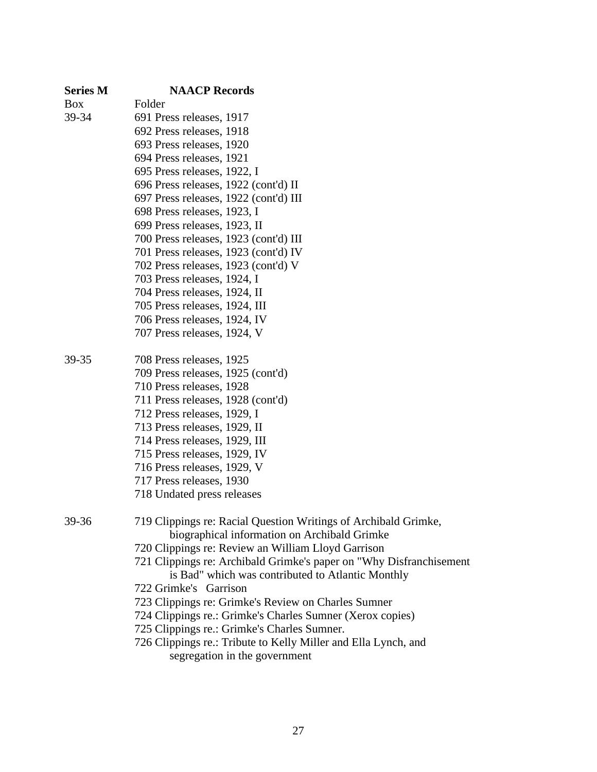| **Series M** | **NAACP Records** |
|---|---|
| Box | Folder |
| 39-34 | 691 Press releases, 1917 |
| | 692 Press releases, 1918 |
| | 693 Press releases, 1920 |
| | 694 Press releases, 1921 |
| | 695 Press releases, 1922, I |
| | 696 Press releases, 1922 (cont'd) II |
| | 697 Press releases, 1922 (cont'd) III |
| | 698 Press releases, 1923, I |
| | 699 Press releases, 1923, II |
| | 700 Press releases, 1923 (cont'd) III |
| | 701 Press releases, 1923 (cont'd) IV |
| | 702 Press releases, 1923 (cont'd) V |
| | 703 Press releases, 1924, I |
| | 704 Press releases, 1924, II |
| | 705 Press releases, 1924, III |
| | 706 Press releases, 1924, IV |
| | 707 Press releases, 1924, V |
| 39-35 | 708 Press releases, 1925 |
| | 709 Press releases, 1925 (cont'd) |
| | 710 Press releases, 1928 |
| | 711 Press releases, 1928 (cont'd) |
| | 712 Press releases, 1929, I |
| | 713 Press releases, 1929, II |
| | 714 Press releases, 1929, III |
| | 715 Press releases, 1929, IV |
| | 716 Press releases, 1929, V |
| | 717 Press releases, 1930 |
| | 718 Undated press releases |
| 39-36 | 719 Clippings re: Racial Question Writings of Archibald Grimke, biographical information on Archibald Grimke |
| | 720 Clippings re: Review an William Lloyd Garrison |
| | 721 Clippings re: Archibald Grimke's paper on "Why Disfranchisement is Bad" which was contributed to Atlantic Monthly |
| | 722 Grimke's Garrison |
| | 723 Clippings re: Grimke's Review on Charles Sumner |
| | 724 Clippings re.: Grimke's Charles Sumner (Xerox copies) |
| | 725 Clippings re.: Grimke's Charles Sumner. |
| | 726 Clippings re.: Tribute to Kelly Miller and Ella Lynch, and segregation in the government |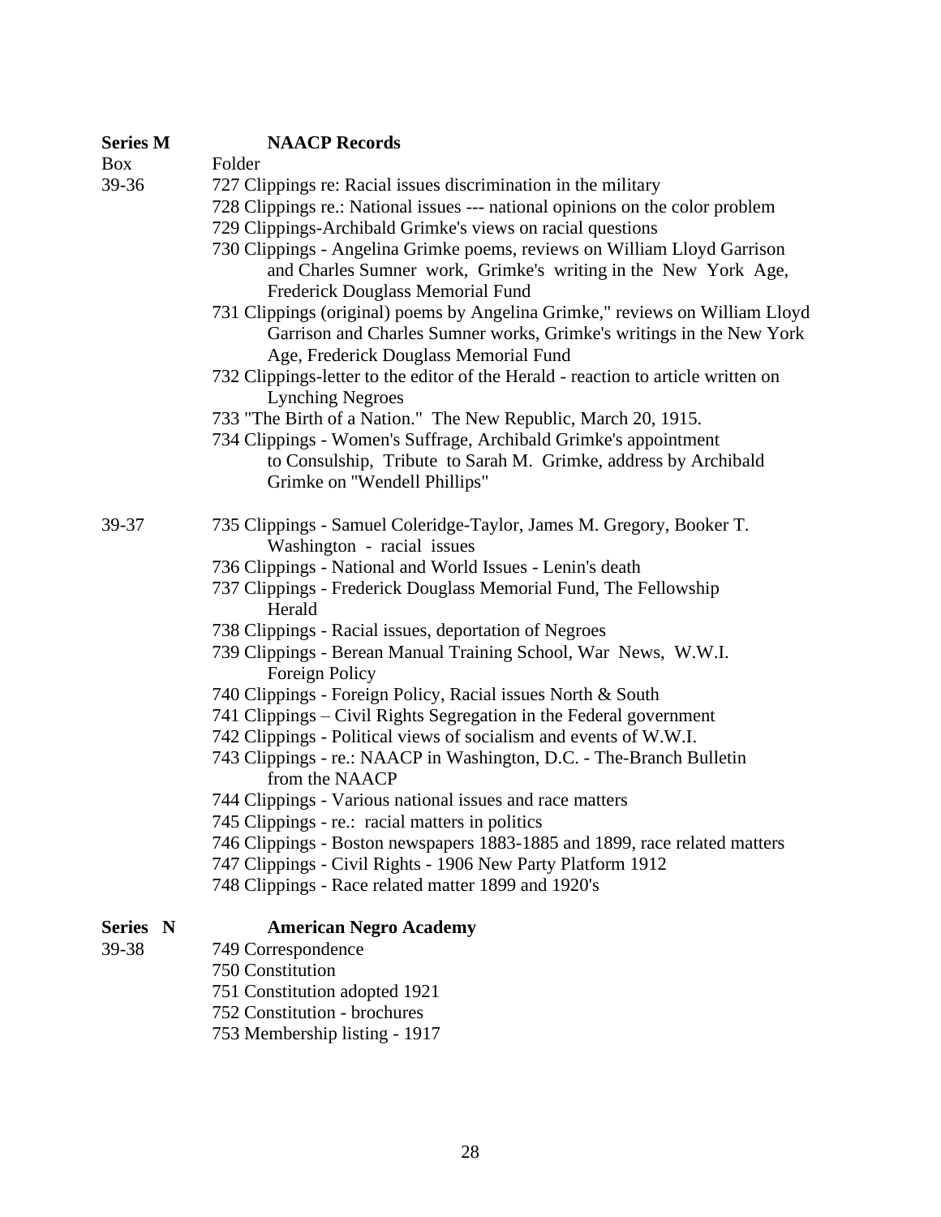**Series M** **NAACP Records**

| Box | Folder |
|---|---|
| 39-36 | 727 Clippings re: Racial issues discrimination in the military |
| | 728 Clippings re.: National issues --- national opinions on the color problem |
| | 729 Clippings-Archibald Grimke's views on racial questions |
| | 730 Clippings - Angelina Grimke poems, reviews on William Lloyd Garrison and Charles Sumner work, Grimke's writing in the New York Age, Frederick Douglass Memorial Fund |
| | 731 Clippings (original) poems by Angelina Grimke," reviews on William Lloyd Garrison and Charles Sumner works, Grimke's writings in the New York Age, Frederick Douglass Memorial Fund |
| | 732 Clippings-letter to the editor of the Herald - reaction to article written on Lynching Negroes |
| | 733 "The Birth of a Nation." The New Republic, March 20, 1915. |
| | 734 Clippings - Women's Suffrage, Archibald Grimke's appointment to Consulship, Tribute to Sarah M. Grimke, address by Archibald Grimke on "Wendell Phillips" |
| 39-37 | 735 Clippings - Samuel Coleridge-Taylor, James M. Gregory, Booker T. Washington - racial issues |
| | 736 Clippings - National and World Issues - Lenin's death |
| | 737 Clippings - Frederick Douglass Memorial Fund, The Fellowship Herald |
| | 738 Clippings - Racial issues, deportation of Negroes |
| | 739 Clippings - Berean Manual Training School, War News, W.W.I. Foreign Policy |
| | 740 Clippings - Foreign Policy, Racial issues North & South |
| | 741 Clippings – Civil Rights Segregation in the Federal government |
| | 742 Clippings - Political views of socialism and events of W.W.I. |
| | 743 Clippings - re.: NAACP in Washington, D.C. - The-Branch Bulletin from the NAACP |
| | 744 Clippings - Various national issues and race matters |
| | 745 Clippings - re.: racial matters in politics |
| | 746 Clippings - Boston newspapers 1883-1885 and 1899, race related matters |
| | 747 Clippings - Civil Rights - 1906 New Party Platform 1912 |
| | 748 Clippings - Race related matter 1899 and 1920's |

**Series N** **American Negro Academy**

| Box | Folder |
|---|---|
| 39-38 | 749 Correspondence |
| | 750 Constitution |
| | 751 Constitution adopted 1921 |
| | 752 Constitution - brochures |
| | 753 Membership listing - 1917 |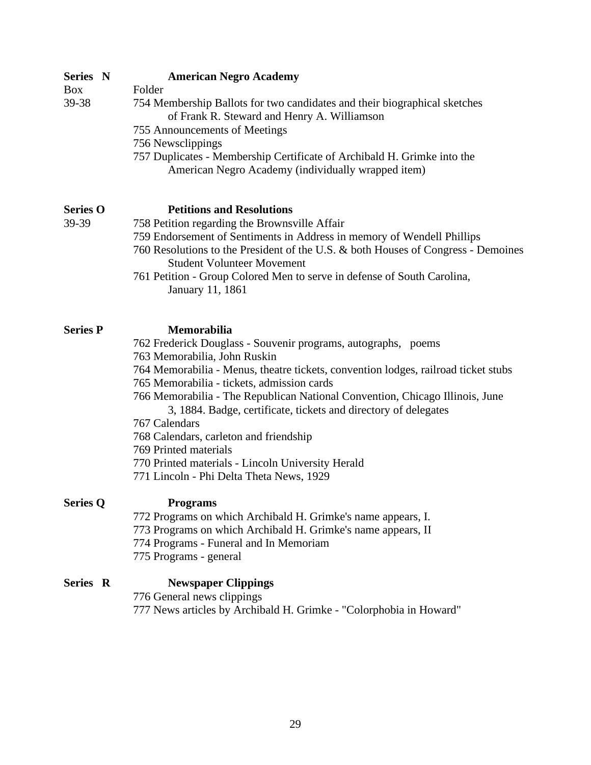**Series N** **American Negro Academy**

Box Folder

39-38

754 Membership Ballots for two candidates and their biographical sketches of Frank R. Steward and Henry A. Williamson

755 Announcements of Meetings

756 Newsclippings

757 Duplicates - Membership Certificate of Archibald H. Grimke into the American Negro Academy (individually wrapped item)

**Series O** **Petitions and Resolutions**

39-39

758 Petition regarding the Brownsville Affair

759 Endorsement of Sentiments in Address in memory of Wendell Phillips

760 Resolutions to the President of the U.S. & both Houses of Congress - Demoines Student Volunteer Movement

761 Petition - Group Colored Men to serve in defense of South Carolina, January 11, 1861

**Series P** **Memorabilia**

762 Frederick Douglass - Souvenir programs, autographs, poems

763 Memorabilia, John Ruskin

764 Memorabilia - Menus, theatre tickets, convention lodges, railroad ticket stubs

765 Memorabilia - tickets, admission cards

766 Memorabilia - The Republican National Convention, Chicago Illinois, June 3, 1884. Badge, certificate, tickets and directory of delegates

767 Calendars

768 Calendars, carleton and friendship

769 Printed materials

770 Printed materials - Lincoln University Herald

771 Lincoln - Phi Delta Theta News, 1929

**Series Q** **Programs**

772 Programs on which Archibald H. Grimke's name appears, I.

773 Programs on which Archibald H. Grimke's name appears, II

774 Programs - Funeral and In Memoriam

775 Programs - general

**Series R** **Newspaper Clippings**

776 General news clippings

777 News articles by Archibald H. Grimke - "Colorphobia in Howard"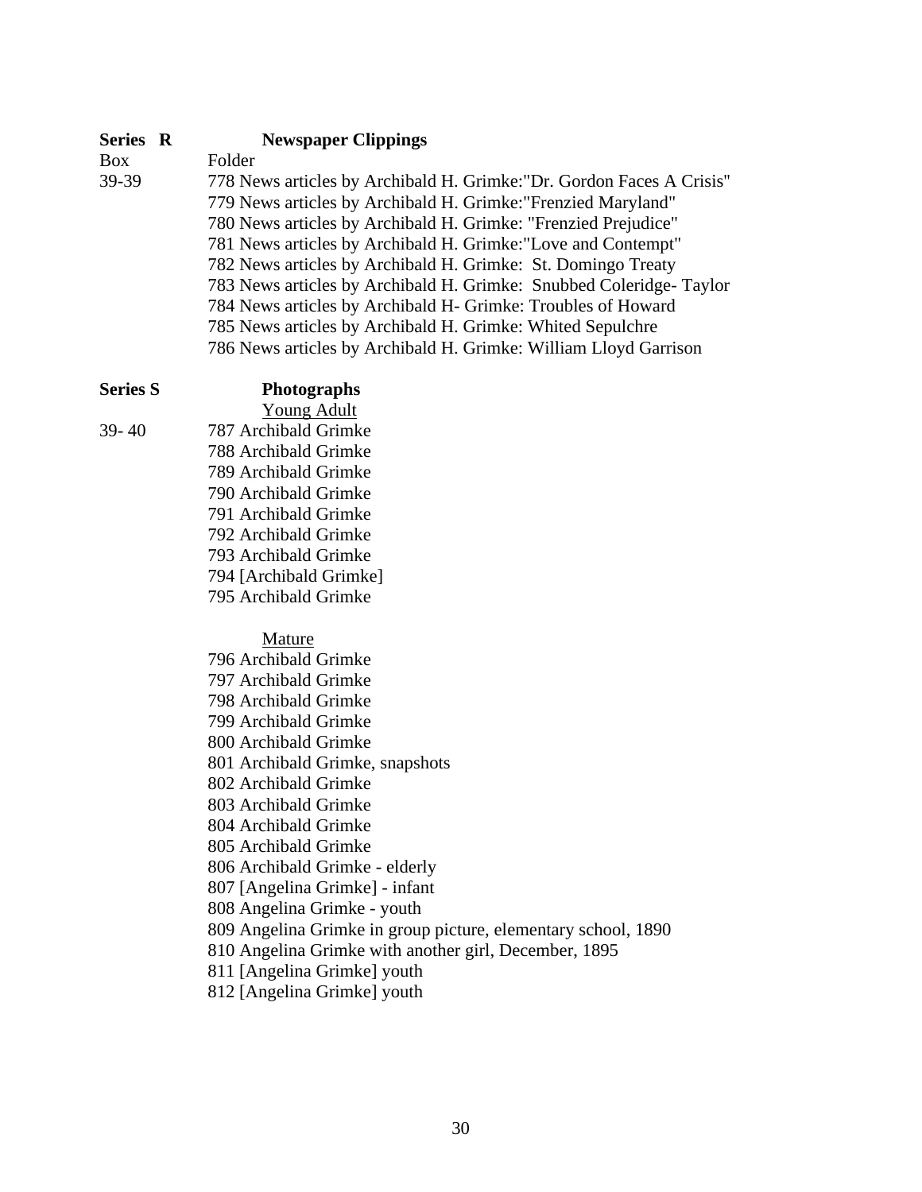**Series R** **Newspaper Clippings**

Box Folder

39-39

778 News articles by Archibald H. Grimke:"Dr. Gordon Faces A Crisis"
779 News articles by Archibald H. Grimke:"Frenzied Maryland"
780 News articles by Archibald H. Grimke: "Frenzied Prejudice"
781 News articles by Archibald H. Grimke:"Love and Contempt"
782 News articles by Archibald H. Grimke: St. Domingo Treaty
783 News articles by Archibald H. Grimke: Snubbed Coleridge- Taylor
784 News articles by Archibald H- Grimke: Troubles of Howard
785 News articles by Archibald H. Grimke: Whited Sepulchre
786 News articles by Archibald H. Grimke: William Lloyd Garrison

**Series S** **Photographs**

Young Adult

39- 40

787 Archibald Grimke
788 Archibald Grimke
789 Archibald Grimke
790 Archibald Grimke
791 Archibald Grimke
792 Archibald Grimke
793 Archibald Grimke
794 [Archibald Grimke]
795 Archibald Grimke

Mature

796 Archibald Grimke
797 Archibald Grimke
798 Archibald Grimke
799 Archibald Grimke
800 Archibald Grimke
801 Archibald Grimke, snapshots
802 Archibald Grimke
803 Archibald Grimke
804 Archibald Grimke
805 Archibald Grimke
806 Archibald Grimke - elderly
807 [Angelina Grimke] - infant
808 Angelina Grimke - youth
809 Angelina Grimke in group picture, elementary school, 1890
810 Angelina Grimke with another girl, December, 1895
811 [Angelina Grimke] youth
812 [Angelina Grimke] youth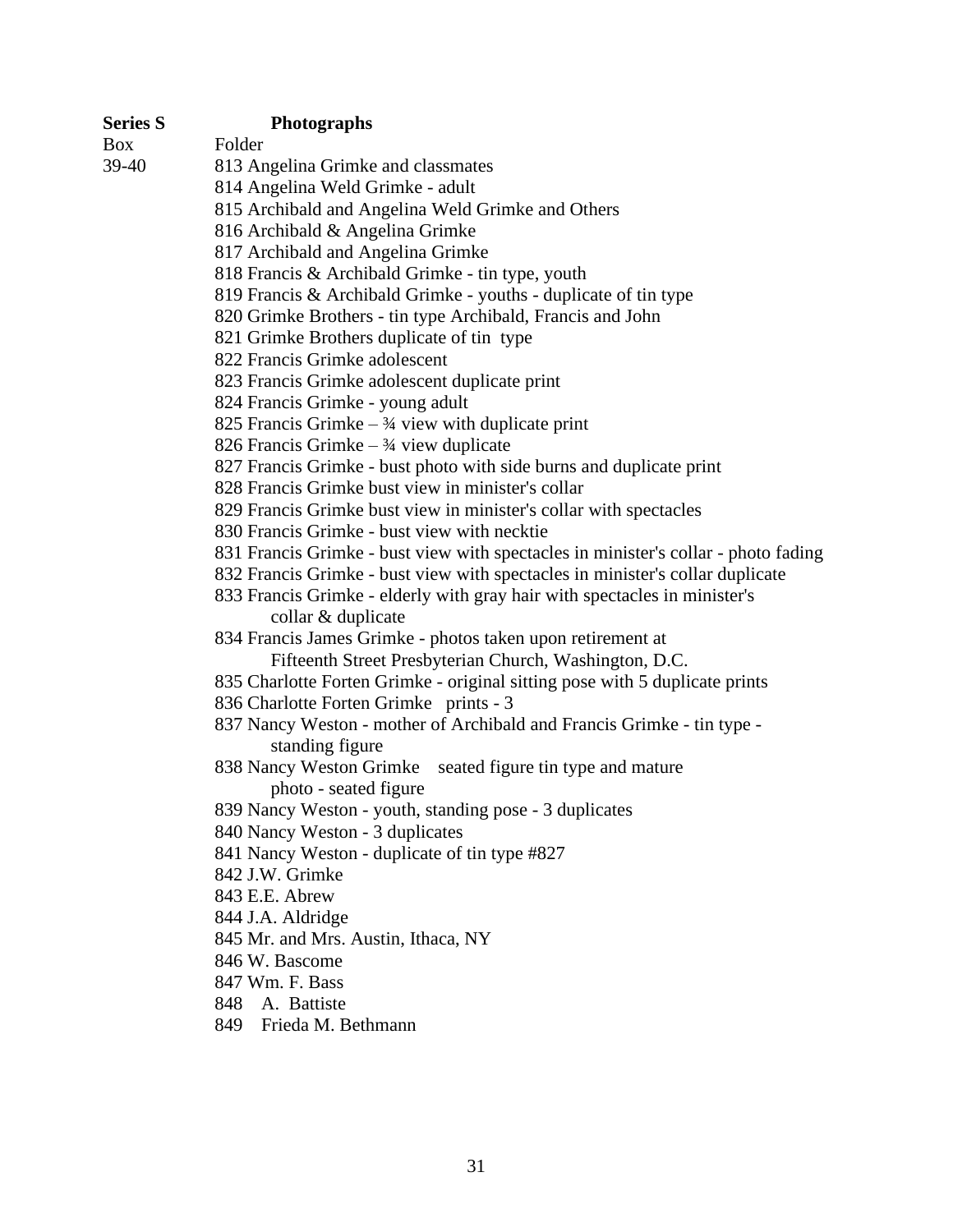**Series S** **Photographs**

Box Folder

39-40

813 Angelina Grimke and classmates
814 Angelina Weld Grimke - adult
815 Archibald and Angelina Weld Grimke and Others
816 Archibald & Angelina Grimke
817 Archibald and Angelina Grimke
818 Francis & Archibald Grimke - tin type, youth
819 Francis & Archibald Grimke - youths - duplicate of tin type
820 Grimke Brothers - tin type Archibald, Francis and John
821 Grimke Brothers duplicate of tin type
822 Francis Grimke adolescent
823 Francis Grimke adolescent duplicate print
824 Francis Grimke - young adult
825 Francis Grimke – ¾ view with duplicate print
826 Francis Grimke – ¾ view duplicate
827 Francis Grimke - bust photo with side burns and duplicate print
828 Francis Grimke bust view in minister's collar
829 Francis Grimke bust view in minister's collar with spectacles
830 Francis Grimke - bust view with necktie
831 Francis Grimke - bust view with spectacles in minister's collar - photo fading
832 Francis Grimke - bust view with spectacles in minister's collar duplicate
833 Francis Grimke - elderly with gray hair with spectacles in minister's collar & duplicate
834 Francis James Grimke - photos taken upon retirement at Fifteenth Street Presbyterian Church, Washington, D.C.
835 Charlotte Forten Grimke - original sitting pose with 5 duplicate prints
836 Charlotte Forten Grimke prints - 3
837 Nancy Weston - mother of Archibald and Francis Grimke - tin type - standing figure
838 Nancy Weston Grimke seated figure tin type and mature photo - seated figure
839 Nancy Weston - youth, standing pose - 3 duplicates
840 Nancy Weston - 3 duplicates
841 Nancy Weston - duplicate of tin type #827
842 J.W. Grimke
843 E.E. Abrew
844 J.A. Aldridge
845 Mr. and Mrs. Austin, Ithaca, NY
846 W. Bascome
847 Wm. F. Bass
848 A. Battiste
849 Frieda M. Bethmann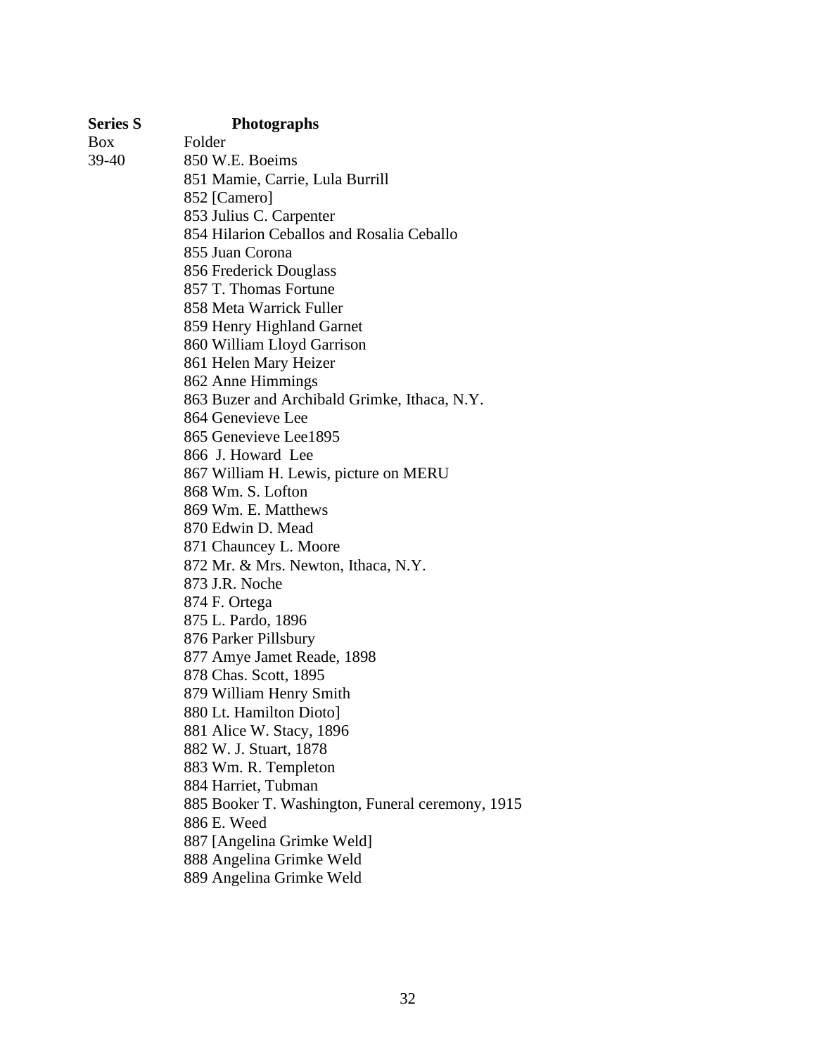**Series S** **Photographs**

| Box | Folder |
|---|---|
| 39-40 | 850 W.E. Boeims |
| | 851 Mamie, Carrie, Lula Burrill |
| | 852 [Camero] |
| | 853 Julius C. Carpenter |
| | 854 Hilarion Ceballos and Rosalia Ceballo |
| | 855 Juan Corona |
| | 856 Frederick Douglass |
| | 857 T. Thomas Fortune |
| | 858 Meta Warrick Fuller |
| | 859 Henry Highland Garnet |
| | 860 William Lloyd Garrison |
| | 861 Helen Mary Heizer |
| | 862 Anne Himmings |
| | 863 Buzer and Archibald Grimke, Ithaca, N.Y. |
| | 864 Genevieve Lee |
| | 865 Genevieve Lee1895 |
| | 866 J. Howard Lee |
| | 867 William H. Lewis, picture on MERU |
| | 868 Wm. S. Lofton |
| | 869 Wm. E. Matthews |
| | 870 Edwin D. Mead |
| | 871 Chauncey L. Moore |
| | 872 Mr. & Mrs. Newton, Ithaca, N.Y. |
| | 873 J.R. Noche |
| | 874 F. Ortega |
| | 875 L. Pardo, 1896 |
| | 876 Parker Pillsbury |
| | 877 Amye Jamet Reade, 1898 |
| | 878 Chas. Scott, 1895 |
| | 879 William Henry Smith |
| | 880 Lt. Hamilton Dioto] |
| | 881 Alice W. Stacy, 1896 |
| | 882 W. J. Stuart, 1878 |
| | 883 Wm. R. Templeton |
| | 884 Harriet, Tubman |
| | 885 Booker T. Washington, Funeral ceremony, 1915 |
| | 886 E. Weed |
| | 887 [Angelina Grimke Weld] |
| | 888 Angelina Grimke Weld |
| | 889 Angelina Grimke Weld |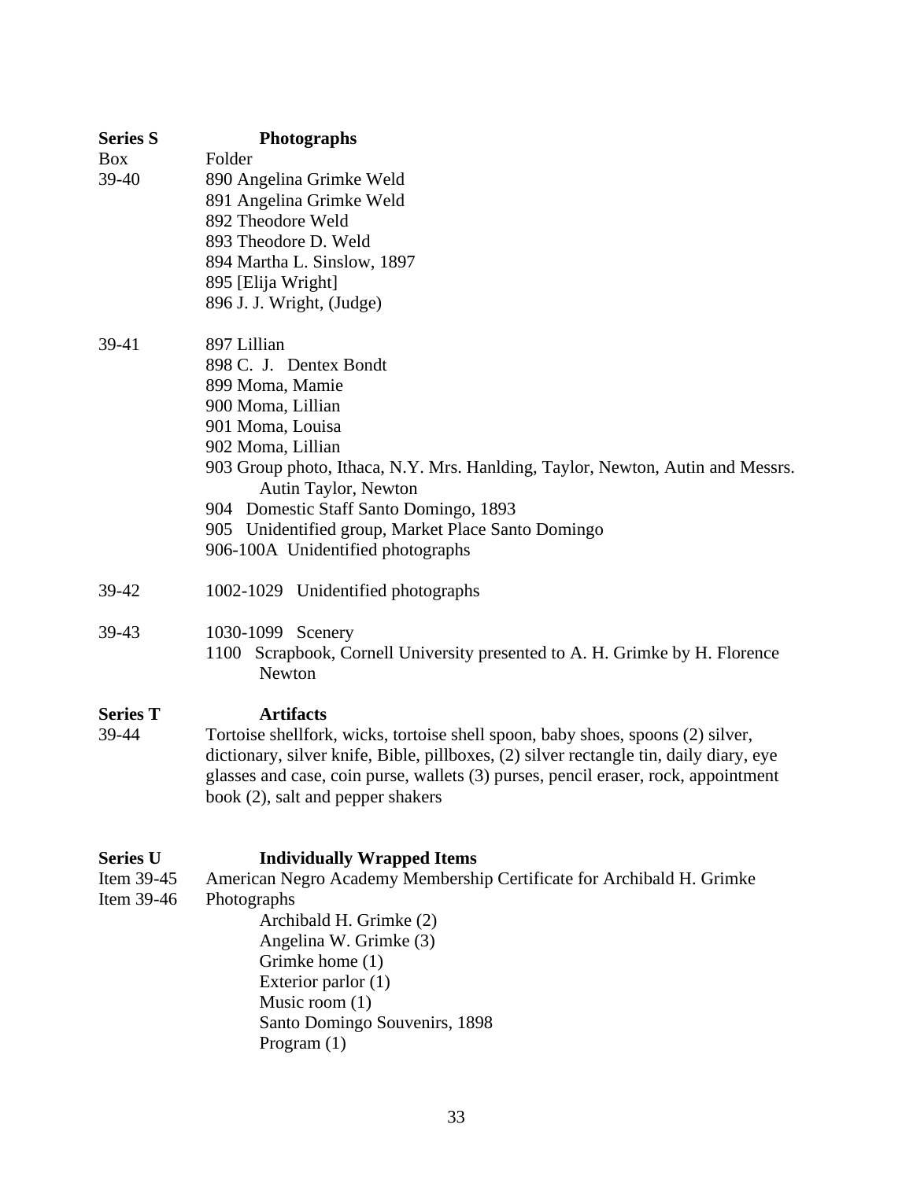**Series S** **Photographs**

Box | Folder

39-40
890 Angelina Grimke Weld
891 Angelina Grimke Weld
892 Theodore Weld
893 Theodore D. Weld
894 Martha L. Sinslow, 1897
895 [Elija Wright]
896 J. J. Wright, (Judge)

39-41
897 Lillian
898 C. J. Dentex Bondt
899 Moma, Mamie
900 Moma, Lillian
901 Moma, Louisa
902 Moma, Lillian
903 Group photo, Ithaca, N.Y. Mrs. Hanlding, Taylor, Newton, Autin and Messrs. Autin Taylor, Newton
904 Domestic Staff Santo Domingo, 1893
905 Unidentified group, Market Place Santo Domingo
906-100A Unidentified photographs

39-42
1002-1029 Unidentified photographs

39-43
1030-1099 Scenery
1100 Scrapbook, Cornell University presented to A. H. Grimke by H. Florence Newton

**Series T** **Artifacts**

39-44
Tortoise shellfork, wicks, tortoise shell spoon, baby shoes, spoons (2) silver, dictionary, silver knife, Bible, pillboxes, (2) silver rectangle tin, daily diary, eye glasses and case, coin purse, wallets (3) purses, pencil eraser, rock, appointment book (2), salt and pepper shakers

**Series U** **Individually Wrapped Items**

Item 39-45 American Negro Academy Membership Certificate for Archibald H. Grimke

Item 39-46 Photographs
- Archibald H. Grimke (2)
- Angelina W. Grimke (3)
- Grimke home (1)
- Exterior parlor (1)
- Music room (1)
- Santo Domingo Souvenirs, 1898
- Program (1)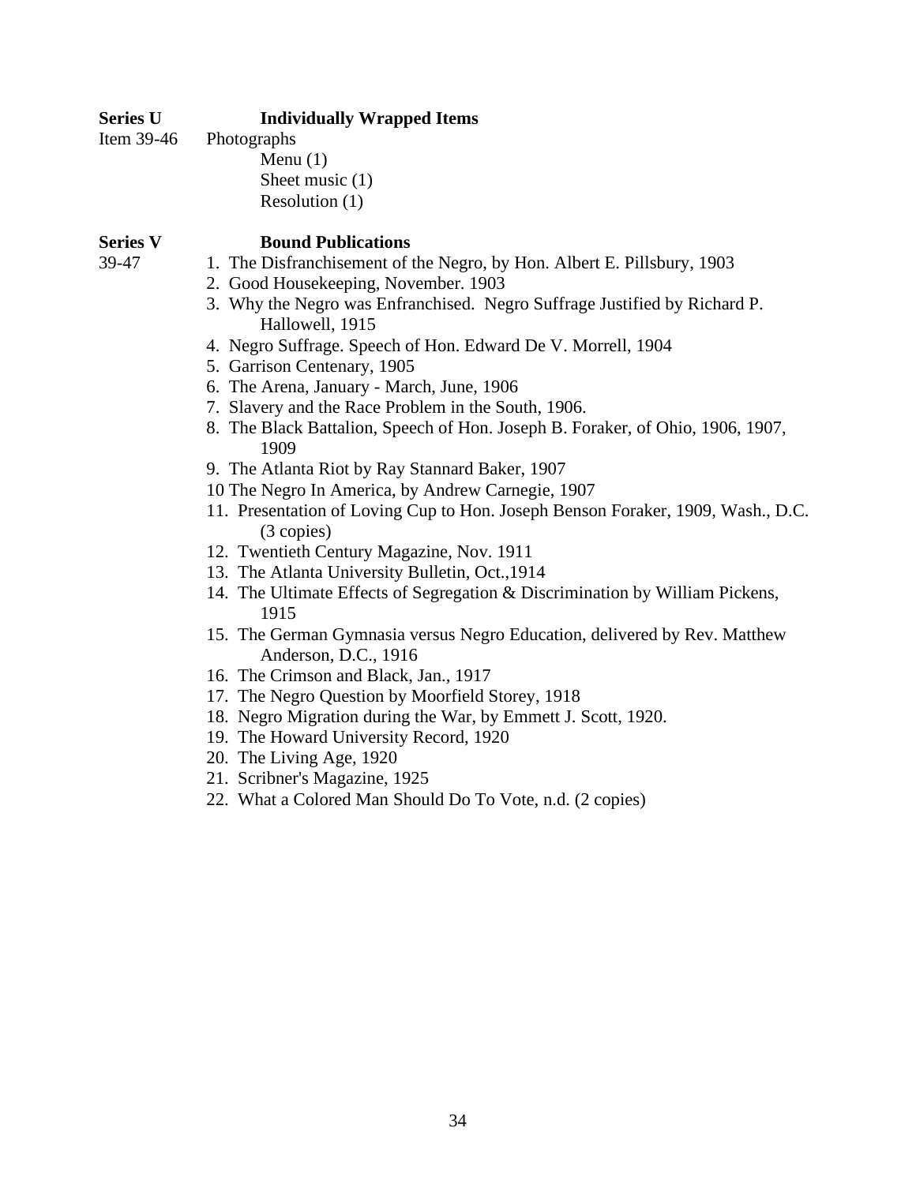**Series U** **Individually Wrapped Items**

Item 39-46 Photographs

Menu (1)

Sheet music (1)

Resolution (1)

**Series V** **Bound Publications**

39-47

1. The Disfranchisement of the Negro, by Hon. Albert E. Pillsbury, 1903
2. Good Housekeeping, November. 1903
3. Why the Negro was Enfranchised. Negro Suffrage Justified by Richard P. Hallowell, 1915
4. Negro Suffrage. Speech of Hon. Edward De V. Morrell, 1904
5. Garrison Centenary, 1905
6. The Arena, January - March, June, 1906
7. Slavery and the Race Problem in the South, 1906.
8. The Black Battalion, Speech of Hon. Joseph B. Foraker, of Ohio, 1906, 1907, 1909
9. The Atlanta Riot by Ray Stannard Baker, 1907

10 The Negro In America, by Andrew Carnegie, 1907

11. Presentation of Loving Cup to Hon. Joseph Benson Foraker, 1909, Wash., D.C. (3 copies)
12. Twentieth Century Magazine, Nov. 1911
13. The Atlanta University Bulletin, Oct.,1914
14. The Ultimate Effects of Segregation & Discrimination by William Pickens, 1915
15. The German Gymnasia versus Negro Education, delivered by Rev. Matthew Anderson, D.C., 1916
16. The Crimson and Black, Jan., 1917
17. The Negro Question by Moorfield Storey, 1918
18. Negro Migration during the War, by Emmett J. Scott, 1920.
19. The Howard University Record, 1920
20. The Living Age, 1920
21. Scribner's Magazine, 1925
22. What a Colored Man Should Do To Vote, n.d. (2 copies)